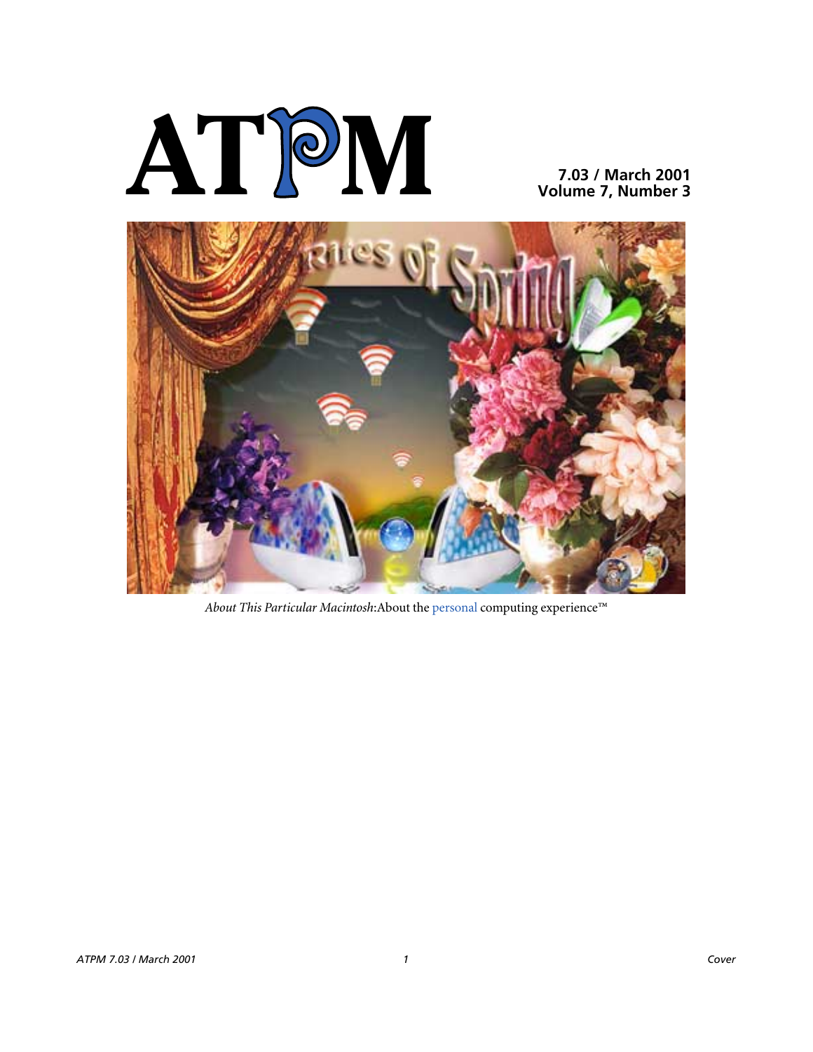# ATPM

**7.03 / March 2001**
**Volume 7, Number 3**

*About This Particular Macintosh*: About the personal computing experience™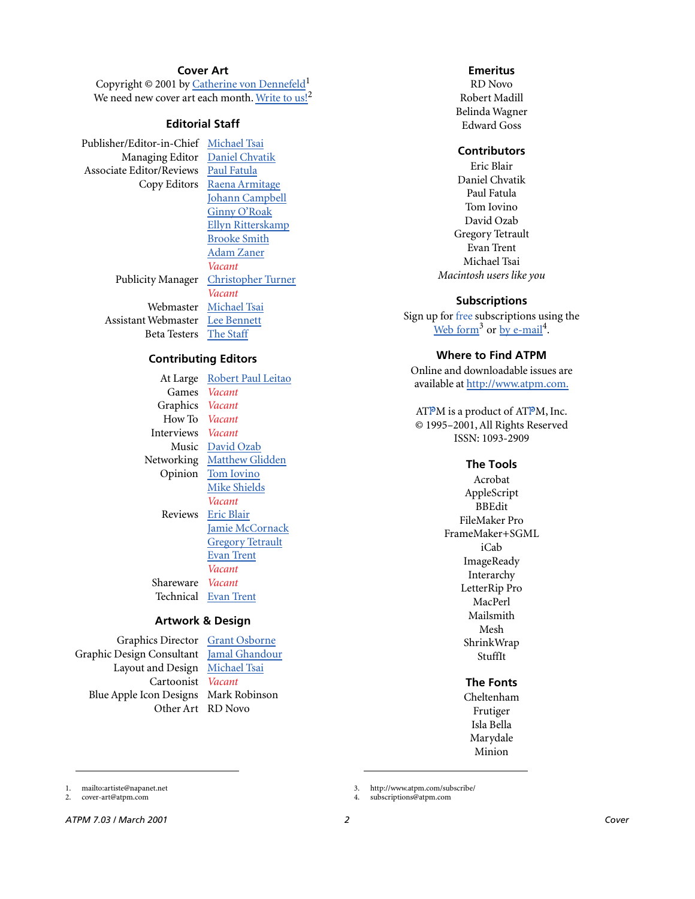## Cover Art

Copyright © 2001 by Catherine von Dennefeld[1]
We need new cover art each month. Write to us![2]

## Editorial Staff

| | |
|---|---|
| Publisher/Editor-in-Chief | Michael Tsai |
| Managing Editor | Daniel Chvatik |
| Associate Editor/Reviews | Paul Fatula |
| Copy Editors | Raena Armitage |
| | Johann Campbell |
| | Ginny O'Roak |
| | Ellyn Ritterskamp |
| | Brooke Smith |
| | Adam Zaner |
| | *Vacant* |
| Publicity Manager | Christopher Turner |
| | *Vacant* |
| Webmaster | Michael Tsai |
| Assistant Webmaster | Lee Bennett |
| Beta Testers | The Staff |

## Contributing Editors

| | |
|---|---|
| At Large | Robert Paul Leitao |
| Games | *Vacant* |
| Graphics | *Vacant* |
| How To | *Vacant* |
| Interviews | *Vacant* |
| Music | David Ozab |
| Networking | Matthew Glidden |
| Opinion | Tom Iovino |
| | Mike Shields |
| | *Vacant* |
| Reviews | Eric Blair |
| | Jamie McCornack |
| | Gregory Tetrault |
| | Evan Trent |
| | *Vacant* |
| Shareware | *Vacant* |
| Technical | Evan Trent |

## Artwork & Design

| | |
|---|---|
| Graphics Director | Grant Osborne |
| Graphic Design Consultant | Jamal Ghandour |
| Layout and Design | Michael Tsai |
| Cartoonist | *Vacant* |
| Blue Apple Icon Designs | Mark Robinson |
| Other Art | RD Novo |

## Emeritus

RD Novo
Robert Madill
Belinda Wagner
Edward Goss

## Contributors

Eric Blair
Daniel Chvatik
Paul Fatula
Tom Iovino
David Ozab
Gregory Tetrault
Evan Trent
Michael Tsai
*Macintosh users like you*

## Subscriptions

Sign up for free subscriptions using the Web form[3] or by e-mail[4].

## Where to Find ATPM

Online and downloadable issues are available at http://www.atpm.com.

ATPM is a product of ATPM, Inc.
© 1995–2001, All Rights Reserved
ISSN: 1093-2909

## The Tools

Acrobat
AppleScript
BBEdit
FileMaker Pro
FrameMaker+SGML
iCab
ImageReady
Interarchy
LetterRip Pro
MacPerl
Mailsmith
Mesh
ShrinkWrap
StuffIt

## The Fonts

Cheltenham
Frutiger
Isla Bella
Marydale
Minion

---

1. mailto:artiste@napanet.net
2. cover-art@atpm.com
3. http://www.atpm.com/subscribe/
4. subscriptions@atpm.com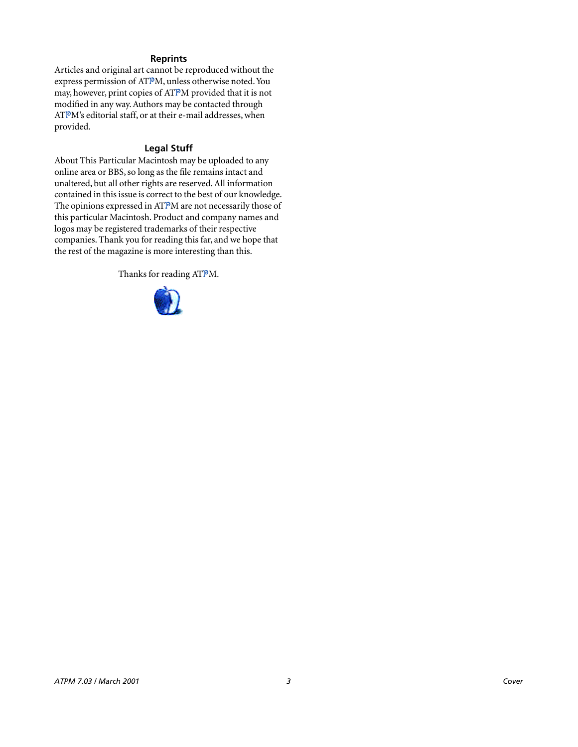### Reprints

Articles and original art cannot be reproduced without the express permission of ATPM, unless otherwise noted. You may, however, print copies of ATPM provided that it is not modified in any way. Authors may be contacted through ATPM's editorial staff, or at their e-mail addresses, when provided.

### Legal Stuff

About This Particular Macintosh may be uploaded to any online area or BBS, so long as the file remains intact and unaltered, but all other rights are reserved. All information contained in this issue is correct to the best of our knowledge. The opinions expressed in ATPM are not necessarily those of this particular Macintosh. Product and company names and logos may be registered trademarks of their respective companies. Thank you for reading this far, and we hope that the rest of the magazine is more interesting than this.

Thanks for reading ATPM.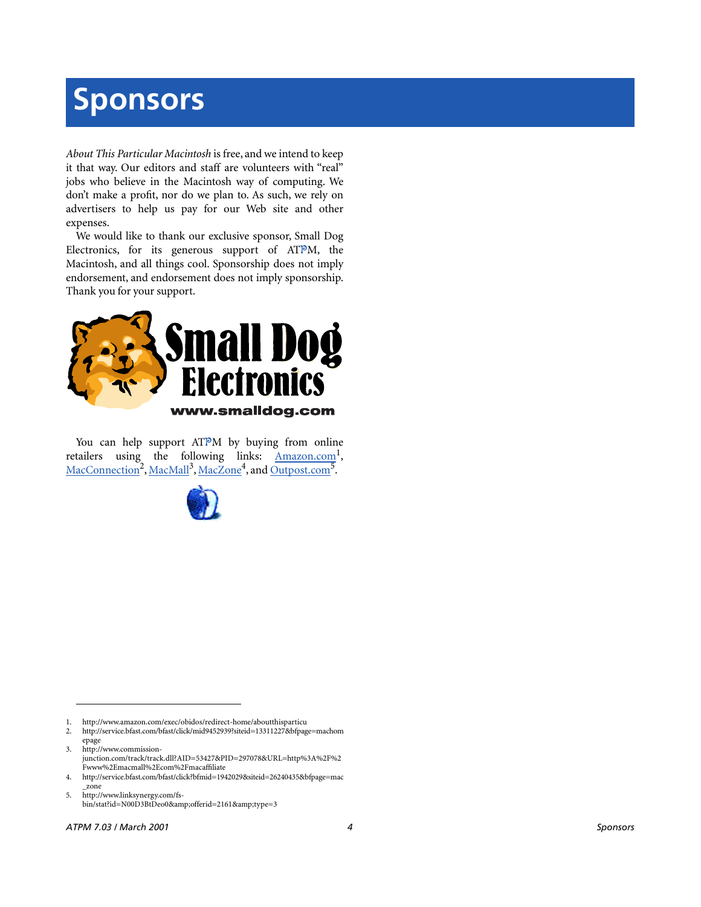# Sponsors

*About This Particular Macintosh* is free, and we intend to keep it that way. Our editors and staff are volunteers with "real" jobs who believe in the Macintosh way of computing. We don't make a profit, nor do we plan to. As such, we rely on advertisers to help us pay for our Web site and other expenses.

We would like to thank our exclusive sponsor, Small Dog Electronics, for its generous support of ATPM, the Macintosh, and all things cool. Sponsorship does not imply endorsement, and endorsement does not imply sponsorship. Thank you for your support.

You can help support ATPM by buying from online retailers using the following links: Amazon.com[1], MacConnection[2], MacMall[3], MacZone[4], and Outpost.com[5].

---

1. http://www.amazon.com/exec/obidos/redirect-home/aboutthisparticu
2. http://service.bfast.com/bfast/click/mid9452939?siteid=13311227&bfpage=machomepage
3. http://www.commission-junction.com/track/track.dll?AID=53427&PID=297078&URL=http%3A%2F%2Fwww%2Emacmall%2Ecom%2Fmacaffiliate
4. http://service.bfast.com/bfast/click?bfmid=1942029&siteid=26240435&bfpage=mac_zone
5. http://www.linksynergy.com/fs-bin/stat?id=N00D3BtDeo0&amp;offerid=2161&amp;type=3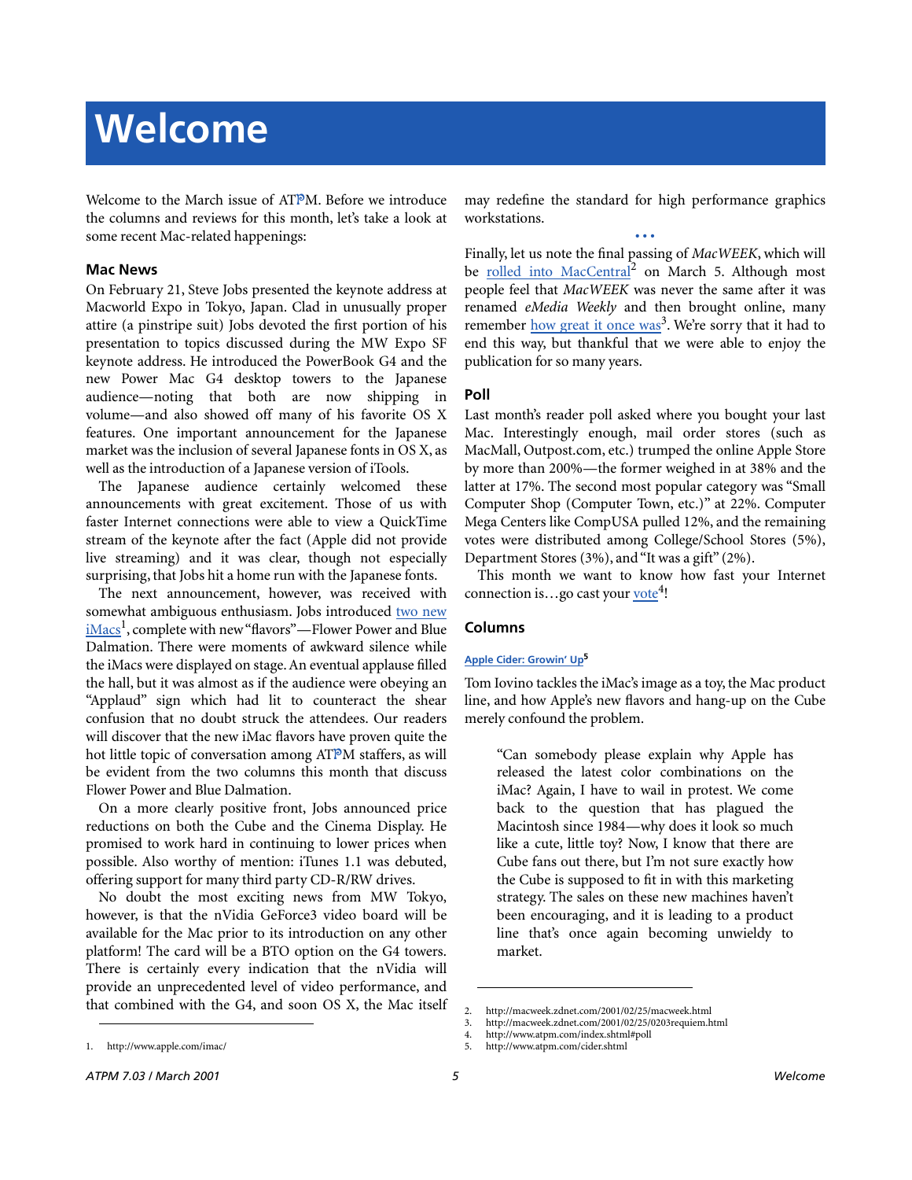# Welcome

Welcome to the March issue of ATPM. Before we introduce the columns and reviews for this month, let's take a look at some recent Mac-related happenings:

### Mac News

On February 21, Steve Jobs presented the keynote address at Macworld Expo in Tokyo, Japan. Clad in unusually proper attire (a pinstripe suit) Jobs devoted the first portion of his presentation to topics discussed during the MW Expo SF keynote address. He introduced the PowerBook G4 and the new Power Mac G4 desktop towers to the Japanese audience—noting that both are now shipping in volume—and also showed off many of his favorite OS X features. One important announcement for the Japanese market was the inclusion of several Japanese fonts in OS X, as well as the introduction of a Japanese version of iTools.

The Japanese audience certainly welcomed these announcements with great excitement. Those of us with faster Internet connections were able to view a QuickTime stream of the keynote after the fact (Apple did not provide live streaming) and it was clear, though not especially surprising, that Jobs hit a home run with the Japanese fonts.

The next announcement, however, was received with somewhat ambiguous enthusiasm. Jobs introduced two new iMacs[1], complete with new "flavors"—Flower Power and Blue Dalmation. There were moments of awkward silence while the iMacs were displayed on stage. An eventual applause filled the hall, but it was almost as if the audience were obeying an "Applaud" sign which had lit to counteract the shear confusion that no doubt struck the attendees. Our readers will discover that the new iMac flavors have proven quite the hot little topic of conversation among ATPM staffers, as will be evident from the two columns this month that discuss Flower Power and Blue Dalmation.

On a more clearly positive front, Jobs announced price reductions on both the Cube and the Cinema Display. He promised to work hard in continuing to lower prices when possible. Also worthy of mention: iTunes 1.1 was debuted, offering support for many third party CD-R/RW drives.

No doubt the most exciting news from MW Tokyo, however, is that the nVidia GeForce3 video board will be available for the Mac prior to its introduction on any other platform! The card will be a BTO option on the G4 towers. There is certainly every indication that the nVidia will provide an unprecedented level of video performance, and that combined with the G4, and soon OS X, the Mac itself may redefine the standard for high performance graphics workstations.

• • •

Finally, let us note the final passing of *MacWEEK*, which will be rolled into MacCentral[2] on March 5. Although most people feel that *MacWEEK* was never the same after it was renamed *eMedia Weekly* and then brought online, many remember how great it once was[3]. We're sorry that it had to end this way, but thankful that we were able to enjoy the publication for so many years.

### Poll

Last month's reader poll asked where you bought your last Mac. Interestingly enough, mail order stores (such as MacMall, Outpost.com, etc.) trumped the online Apple Store by more than 200%—the former weighed in at 38% and the latter at 17%. The second most popular category was "Small Computer Shop (Computer Town, etc.)" at 22%. Computer Mega Centers like CompUSA pulled 12%, and the remaining votes were distributed among College/School Stores (5%), Department Stores (3%), and "It was a gift" (2%).

This month we want to know how fast your Internet connection is…go cast your vote[4]!

### Columns

#### Apple Cider: Growin' Up[5]

Tom Iovino tackles the iMac's image as a toy, the Mac product line, and how Apple's new flavors and hang-up on the Cube merely confound the problem.

> "Can somebody please explain why Apple has released the latest color combinations on the iMac? Again, I have to wail in protest. We come back to the question that has plagued the Macintosh since 1984—why does it look so much like a cute, little toy? Now, I know that there are Cube fans out there, but I'm not sure exactly how the Cube is supposed to fit in with this marketing strategy. The sales on these new machines haven't been encouraging, and it is leading to a product line that's once again becoming unwieldy to market.

1. http://www.apple.com/imac/
2. http://macweek.zdnet.com/2001/02/25/macweek.html
3. http://macweek.zdnet.com/2001/02/25/0203requiem.html
4. http://www.atpm.com/index.shtml#poll
5. http://www.atpm.com/cider.shtml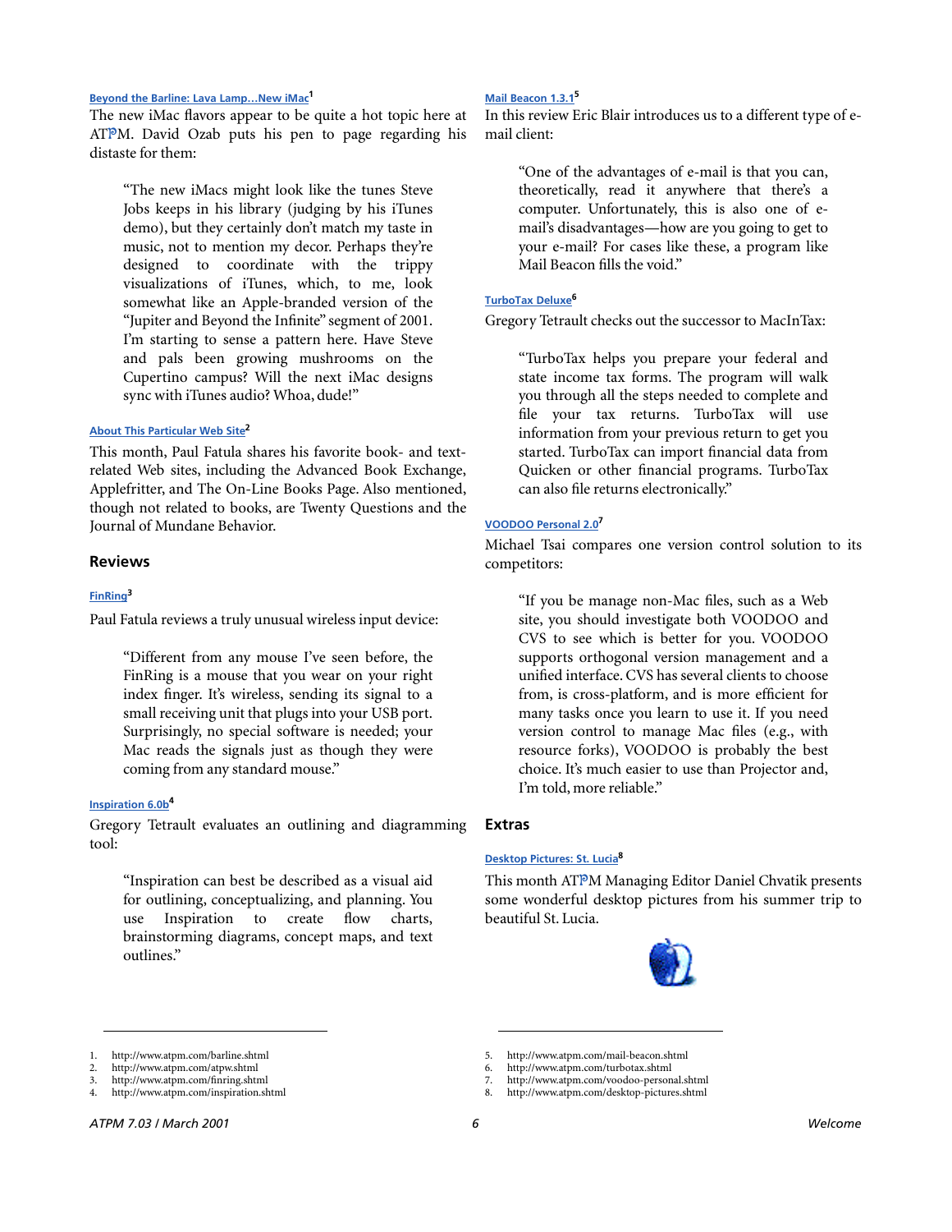[Beyond the Barline: Lava Lamp…New iMac][1]

The new iMac flavors appear to be quite a hot topic here at ATPM. David Ozab puts his pen to page regarding his distaste for them:

> "The new iMacs might look like the tunes Steve Jobs keeps in his library (judging by his iTunes demo), but they certainly don't match my taste in music, not to mention my decor. Perhaps they're designed to coordinate with the trippy visualizations of iTunes, which, to me, look somewhat like an Apple-branded version of the "Jupiter and Beyond the Infinite" segment of 2001. I'm starting to sense a pattern here. Have Steve and pals been growing mushrooms on the Cupertino campus? Will the next iMac designs sync with iTunes audio? Whoa, dude!"

[About This Particular Web Site][2]

This month, Paul Fatula shares his favorite book- and text-related Web sites, including the Advanced Book Exchange, Applefritter, and The On-Line Books Page. Also mentioned, though not related to books, are Twenty Questions and the Journal of Mundane Behavior.

### Reviews

[FinRing][3]

Paul Fatula reviews a truly unusual wireless input device:

> "Different from any mouse I've seen before, the FinRing is a mouse that you wear on your right index finger. It's wireless, sending its signal to a small receiving unit that plugs into your USB port. Surprisingly, no special software is needed; your Mac reads the signals just as though they were coming from any standard mouse."

[Inspiration 6.0b][4]

Gregory Tetrault evaluates an outlining and diagramming tool:

> "Inspiration can best be described as a visual aid for outlining, conceptualizing, and planning. You use Inspiration to create flow charts, brainstorming diagrams, concept maps, and text outlines."

[Mail Beacon 1.3.1][5]

In this review Eric Blair introduces us to a different type of e-mail client:

> "One of the advantages of e-mail is that you can, theoretically, read it anywhere that there's a computer. Unfortunately, this is also one of e-mail's disadvantages—how are you going to get to your e-mail? For cases like these, a program like Mail Beacon fills the void."

[TurboTax Deluxe][6]

Gregory Tetrault checks out the successor to MacInTax:

> "TurboTax helps you prepare your federal and state income tax forms. The program will walk you through all the steps needed to complete and file your tax returns. TurboTax will use information from your previous return to get you started. TurboTax can import financial data from Quicken or other financial programs. TurboTax can also file returns electronically."

[VOODOO Personal 2.0][7]

Michael Tsai compares one version control solution to its competitors:

> "If you be manage non-Mac files, such as a Web site, you should investigate both VOODOO and CVS to see which is better for you. VOODOO supports orthogonal version management and a unified interface. CVS has several clients to choose from, is cross-platform, and is more efficient for many tasks once you learn to use it. If you need version control to manage Mac files (e.g., with resource forks), VOODOO is probably the best choice. It's much easier to use than Projector and, I'm told, more reliable."

### Extras

[Desktop Pictures: St. Lucia][8]

This month ATPM Managing Editor Daniel Chvatik presents some wonderful desktop pictures from his summer trip to beautiful St. Lucia.

---

1. http://www.atpm.com/barline.shtml
2. http://www.atpm.com/atpw.shtml
3. http://www.atpm.com/finring.shtml
4. http://www.atpm.com/inspiration.shtml
5. http://www.atpm.com/mail-beacon.shtml
6. http://www.atpm.com/turbotax.shtml
7. http://www.atpm.com/voodoo-personal.shtml
8. http://www.atpm.com/desktop-pictures.shtml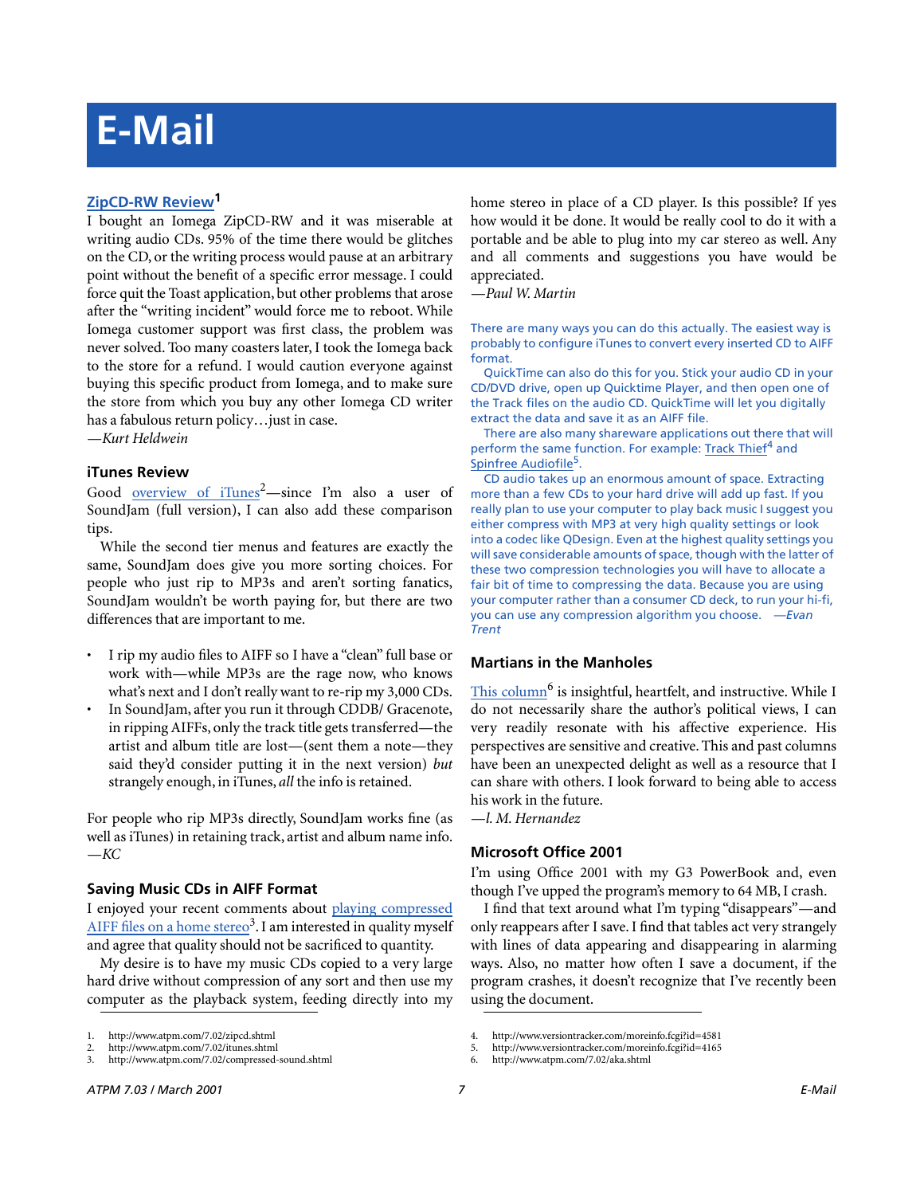# E-Mail

## ZipCD-RW Review[1]

I bought an Iomega ZipCD-RW and it was miserable at writing audio CDs. 95% of the time there would be glitches on the CD, or the writing process would pause at an arbitrary point without the benefit of a specific error message. I could force quit the Toast application, but other problems that arose after the "writing incident" would force me to reboot. While Iomega customer support was first class, the problem was never solved. Too many coasters later, I took the Iomega back to the store for a refund. I would caution everyone against buying this specific product from Iomega, and to make sure the store from which you buy any other Iomega CD writer has a fabulous return policy…just in case.
*—Kurt Heldwein*

### iTunes Review

Good overview of iTunes[2]—since I'm also a user of SoundJam (full version), I can also add these comparison tips.

While the second tier menus and features are exactly the same, SoundJam does give you more sorting choices. For people who just rip to MP3s and aren't sorting fanatics, SoundJam wouldn't be worth paying for, but there are two differences that are important to me.

- I rip my audio files to AIFF so I have a "clean" full base or work with—while MP3s are the rage now, who knows what's next and I don't really want to re-rip my 3,000 CDs.
- In SoundJam, after you run it through CDDB/ Gracenote, in ripping AIFFs, only the track title gets transferred—the artist and album title are lost—(sent them a note—they said they'd consider putting it in the next version) *but* strangely enough, in iTunes, *all* the info is retained.

For people who rip MP3s directly, SoundJam works fine (as well as iTunes) in retaining track, artist and album name info.
*—KC*

### Saving Music CDs in AIFF Format

I enjoyed your recent comments about playing compressed AIFF files on a home stereo[3]. I am interested in quality myself and agree that quality should not be sacrificed to quantity.

My desire is to have my music CDs copied to a very large hard drive without compression of any sort and then use my computer as the playback system, feeding directly into my home stereo in place of a CD player. Is this possible? If yes how would it be done. It would be really cool to do it with a portable and be able to plug into my car stereo as well. Any and all comments and suggestions you have would be appreciated.
*—Paul W. Martin*

There are many ways you can do this actually. The easiest way is probably to configure iTunes to convert every inserted CD to AIFF format.

QuickTime can also do this for you. Stick your audio CD in your CD/DVD drive, open up Quicktime Player, and then open one of the Track files on the audio CD. QuickTime will let you digitally extract the data and save it as an AIFF file.

There are also many shareware applications out there that will perform the same function. For example: Track Thief[4] and Spinfree Audiofile[5].

CD audio takes up an enormous amount of space. Extracting more than a few CDs to your hard drive will add up fast. If you really plan to use your computer to play back music I suggest you either compress with MP3 at very high quality settings or look into a codec like QDesign. Even at the highest quality settings you will save considerable amounts of space, though with the latter of these two compression technologies you will have to allocate a fair bit of time to compressing the data. Because you are using your computer rather than a consumer CD deck, to run your hi-fi, you can use any compression algorithm you choose. *—Evan Trent*

### Martians in the Manholes

This column[6] is insightful, heartfelt, and instructive. While I do not necessarily share the author's political views, I can very readily resonate with his affective experience. His perspectives are sensitive and creative. This and past columns have been an unexpected delight as well as a resource that I can share with others. I look forward to being able to access his work in the future.
*—l. M. Hernandez*

### Microsoft Office 2001

I'm using Office 2001 with my G3 PowerBook and, even though I've upped the program's memory to 64 MB, I crash.

I find that text around what I'm typing "disappears"—and only reappears after I save. I find that tables act very strangely with lines of data appearing and disappearing in alarming ways. Also, no matter how often I save a document, if the program crashes, it doesn't recognize that I've recently been using the document.

1. http://www.atpm.com/7.02/zipcd.shtml
2. http://www.atpm.com/7.02/itunes.shtml
3. http://www.atpm.com/7.02/compressed-sound.shtml
4. http://www.versiontracker.com/moreinfo.fcgi?id=4581
5. http://www.versiontracker.com/moreinfo.fcgi?id=4165
6. http://www.atpm.com/7.02/aka.shtml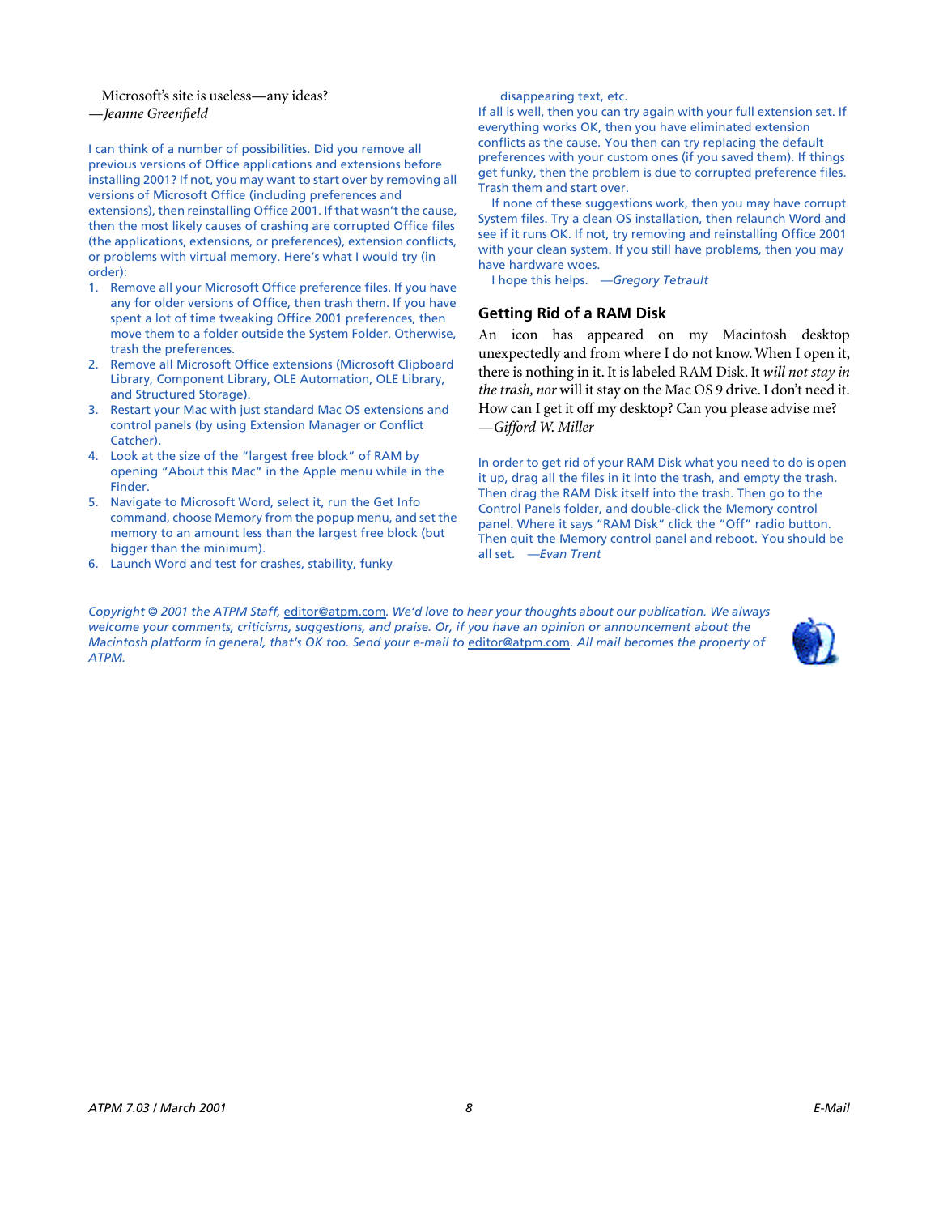Microsoft's site is useless—any ideas?
—*Jeanne Greenfield*

I can think of a number of possibilities. Did you remove all previous versions of Office applications and extensions before installing 2001? If not, you may want to start over by removing all versions of Microsoft Office (including preferences and extensions), then reinstalling Office 2001. If that wasn't the cause, then the most likely causes of crashing are corrupted Office files (the applications, extensions, or preferences), extension conflicts, or problems with virtual memory. Here's what I would try (in order):

1. Remove all your Microsoft Office preference files. If you have any for older versions of Office, then trash them. If you have spent a lot of time tweaking Office 2001 preferences, then move them to a folder outside the System Folder. Otherwise, trash the preferences.
2. Remove all Microsoft Office extensions (Microsoft Clipboard Library, Component Library, OLE Automation, OLE Library, and Structured Storage).
3. Restart your Mac with just standard Mac OS extensions and control panels (by using Extension Manager or Conflict Catcher).
4. Look at the size of the "largest free block" of RAM by opening "About this Mac" in the Apple menu while in the Finder.
5. Navigate to Microsoft Word, select it, run the Get Info command, choose Memory from the popup menu, and set the memory to an amount less than the largest free block (but bigger than the minimum).
6. Launch Word and test for crashes, stability, funky disappearing text, etc.

If all is well, then you can try again with your full extension set. If everything works OK, then you have eliminated extension conflicts as the cause. You then can try replacing the default preferences with your custom ones (if you saved them). If things get funky, then the problem is due to corrupted preference files. Trash them and start over.

If none of these suggestions work, then you may have corrupt System files. Try a clean OS installation, then relaunch Word and see if it runs OK. If not, try removing and reinstalling Office 2001 with your clean system. If you still have problems, then you may have hardware woes.

I hope this helps. —*Gregory Tetrault*

### Getting Rid of a RAM Disk

An icon has appeared on my Macintosh desktop unexpectedly and from where I do not know. When I open it, there is nothing in it. It is labeled RAM Disk. It *will not stay in the trash*, *nor* will it stay on the Mac OS 9 drive. I don't need it. How can I get it off my desktop? Can you please advise me?
—*Gifford W. Miller*

In order to get rid of your RAM Disk what you need to do is open it up, drag all the files in it into the trash, and empty the trash. Then drag the RAM Disk itself into the trash. Then go to the Control Panels folder, and double-click the Memory control panel. Where it says "RAM Disk" click the "Off" radio button. Then quit the Memory control panel and reboot. You should be all set. —*Evan Trent*

*Copyright © 2001 the ATPM Staff, editor@atpm.com. We'd love to hear your thoughts about our publication. We always welcome your comments, criticisms, suggestions, and praise. Or, if you have an opinion or announcement about the Macintosh platform in general, that's OK too. Send your e-mail to editor@atpm.com. All mail becomes the property of ATPM.*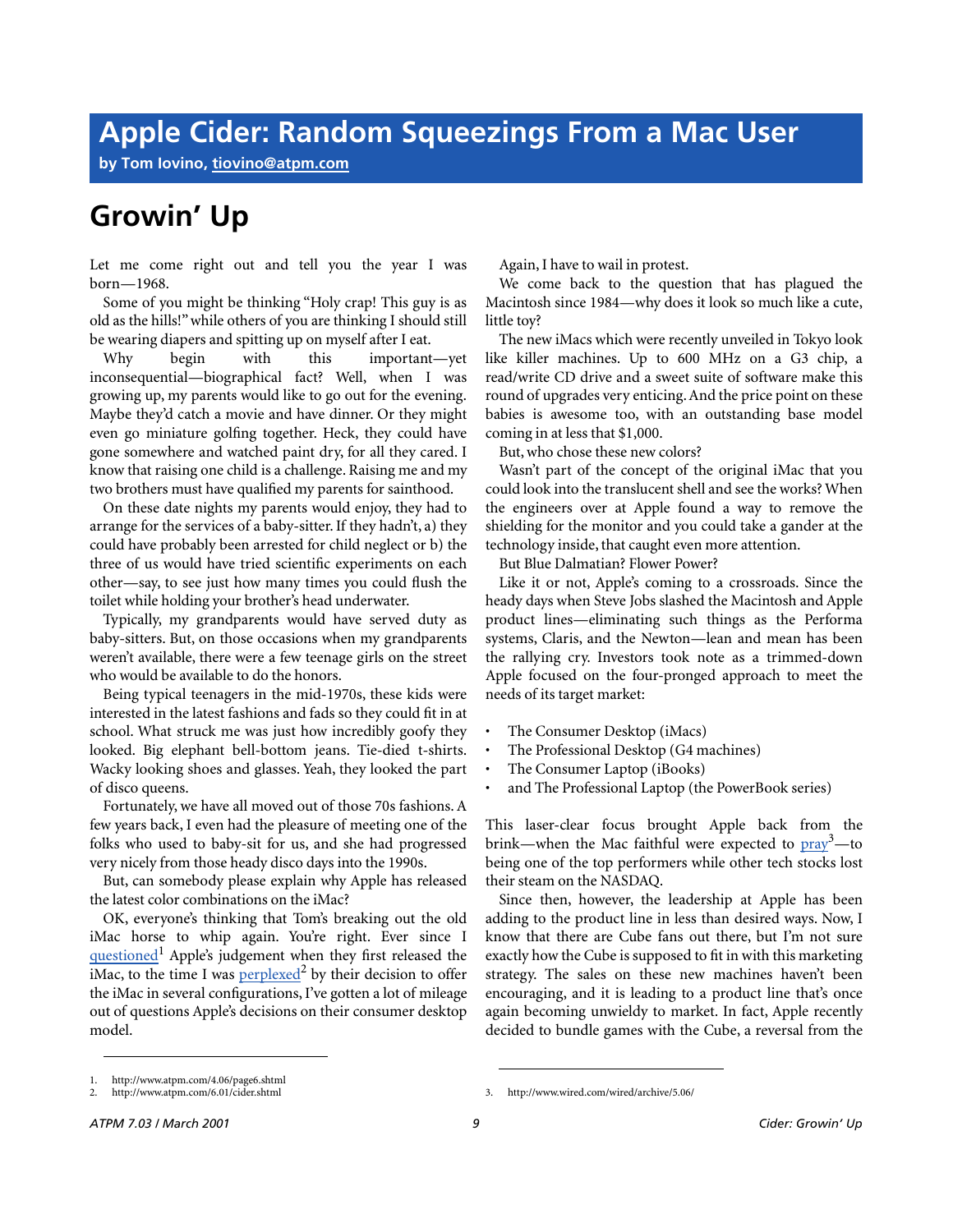# Apple Cider: Random Squeezings From a Mac User

**by Tom Iovino, tiovino@atpm.com**

## Growin' Up

Let me come right out and tell you the year I was born—1968.

Some of you might be thinking "Holy crap! This guy is as old as the hills!" while others of you are thinking I should still be wearing diapers and spitting up on myself after I eat.

Why begin with this important—yet inconsequential—biographical fact? Well, when I was growing up, my parents would like to go out for the evening. Maybe they'd catch a movie and have dinner. Or they might even go miniature golfing together. Heck, they could have gone somewhere and watched paint dry, for all they cared. I know that raising one child is a challenge. Raising me and my two brothers must have qualified my parents for sainthood.

On these date nights my parents would enjoy, they had to arrange for the services of a baby-sitter. If they hadn't, a) they could have probably been arrested for child neglect or b) the three of us would have tried scientific experiments on each other—say, to see just how many times you could flush the toilet while holding your brother's head underwater.

Typically, my grandparents would have served duty as baby-sitters. But, on those occasions when my grandparents weren't available, there were a few teenage girls on the street who would be available to do the honors.

Being typical teenagers in the mid-1970s, these kids were interested in the latest fashions and fads so they could fit in at school. What struck me was just how incredibly goofy they looked. Big elephant bell-bottom jeans. Tie-died t-shirts. Wacky looking shoes and glasses. Yeah, they looked the part of disco queens.

Fortunately, we have all moved out of those 70s fashions. A few years back, I even had the pleasure of meeting one of the folks who used to baby-sit for us, and she had progressed very nicely from those heady disco days into the 1990s.

But, can somebody please explain why Apple has released the latest color combinations on the iMac?

OK, everyone's thinking that Tom's breaking out the old iMac horse to whip again. You're right. Ever since I questioned[1] Apple's judgement when they first released the iMac, to the time I was perplexed[2] by their decision to offer the iMac in several configurations, I've gotten a lot of mileage out of questions Apple's decisions on their consumer desktop model.

Again, I have to wail in protest.

We come back to the question that has plagued the Macintosh since 1984—why does it look so much like a cute, little toy?

The new iMacs which were recently unveiled in Tokyo look like killer machines. Up to 600 MHz on a G3 chip, a read/write CD drive and a sweet suite of software make this round of upgrades very enticing. And the price point on these babies is awesome too, with an outstanding base model coming in at less that $1,000.

But, who chose these new colors?

Wasn't part of the concept of the original iMac that you could look into the translucent shell and see the works? When the engineers over at Apple found a way to remove the shielding for the monitor and you could take a gander at the technology inside, that caught even more attention.

But Blue Dalmatian? Flower Power?

Like it or not, Apple's coming to a crossroads. Since the heady days when Steve Jobs slashed the Macintosh and Apple product lines—eliminating such things as the Performa systems, Claris, and the Newton—lean and mean has been the rallying cry. Investors took note as a trimmed-down Apple focused on the four-pronged approach to meet the needs of its target market:

- The Consumer Desktop (iMacs)
- The Professional Desktop (G4 machines)
- The Consumer Laptop (iBooks)
- and The Professional Laptop (the PowerBook series)

This laser-clear focus brought Apple back from the brink—when the Mac faithful were expected to pray[3]—to being one of the top performers while other tech stocks lost their steam on the NASDAQ.

Since then, however, the leadership at Apple has been adding to the product line in less than desired ways. Now, I know that there are Cube fans out there, but I'm not sure exactly how the Cube is supposed to fit in with this marketing strategy. The sales on these new machines haven't been encouraging, and it is leading to a product line that's once again becoming unwieldy to market. In fact, Apple recently decided to bundle games with the Cube, a reversal from the

1. http://www.atpm.com/4.06/page6.shtml
2. http://www.atpm.com/6.01/cider.shtml
3. http://www.wired.com/wired/archive/5.06/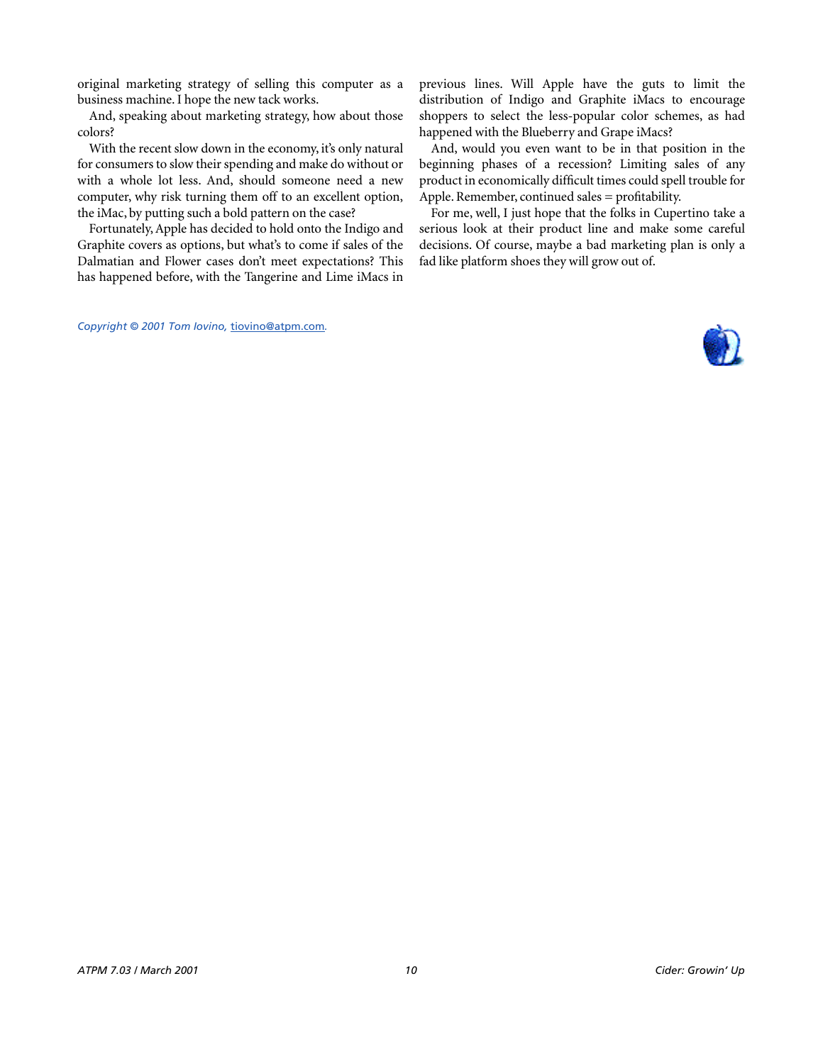original marketing strategy of selling this computer as a business machine. I hope the new tack works.

And, speaking about marketing strategy, how about those colors?

With the recent slow down in the economy, it's only natural for consumers to slow their spending and make do without or with a whole lot less. And, should someone need a new computer, why risk turning them off to an excellent option, the iMac, by putting such a bold pattern on the case?

Fortunately, Apple has decided to hold onto the Indigo and Graphite covers as options, but what's to come if sales of the Dalmatian and Flower cases don't meet expectations? This has happened before, with the Tangerine and Lime iMacs in previous lines. Will Apple have the guts to limit the distribution of Indigo and Graphite iMacs to encourage shoppers to select the less-popular color schemes, as had happened with the Blueberry and Grape iMacs?

And, would you even want to be in that position in the beginning phases of a recession? Limiting sales of any product in economically difficult times could spell trouble for Apple. Remember, continued sales = profitability.

For me, well, I just hope that the folks in Cupertino take a serious look at their product line and make some careful decisions. Of course, maybe a bad marketing plan is only a fad like platform shoes they will grow out of.

*Copyright © 2001 Tom Iovino,* tiovino@atpm.com*.*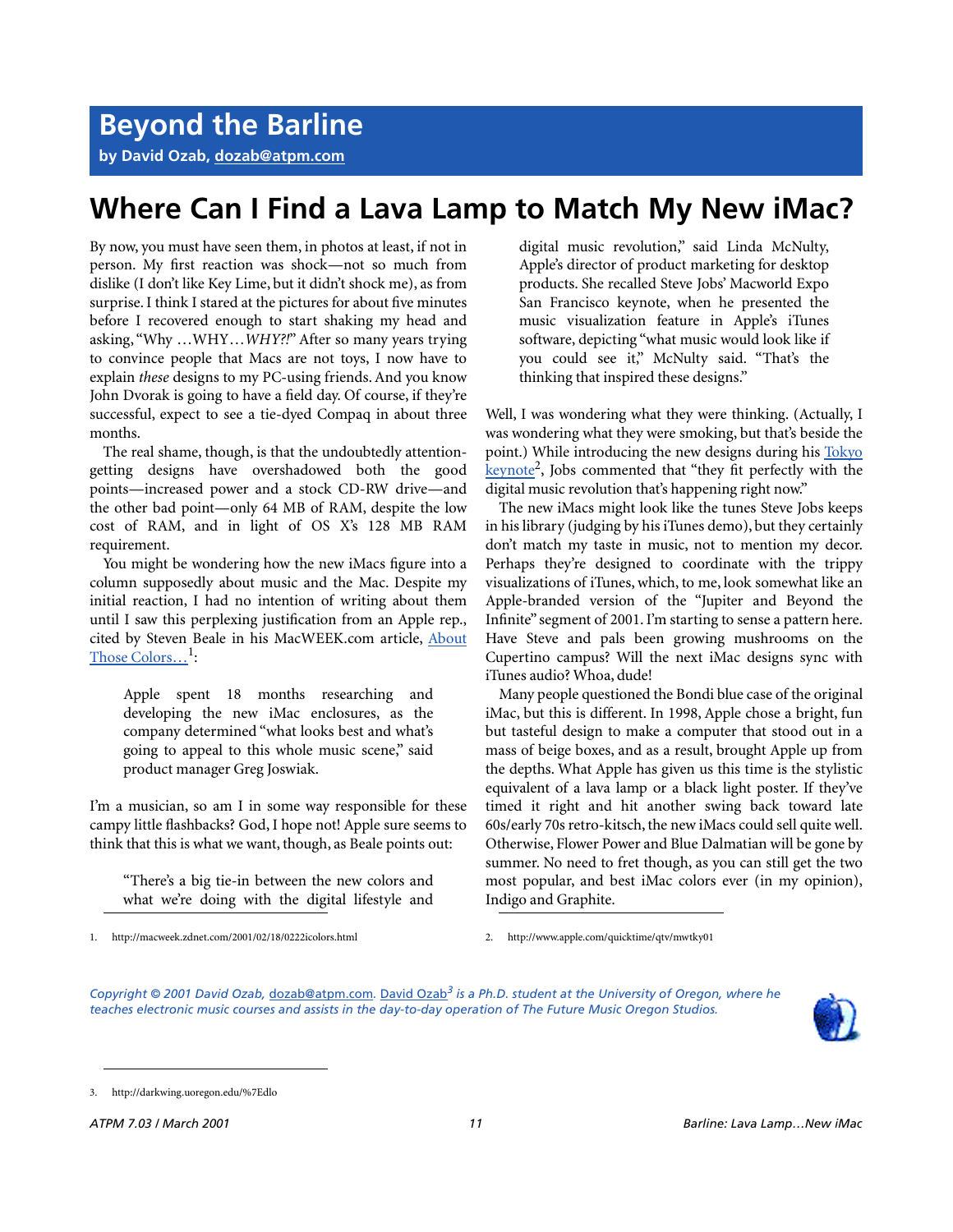# Beyond the Barline

**by David Ozab, dozab@atpm.com**

## Where Can I Find a Lava Lamp to Match My New iMac?

By now, you must have seen them, in photos at least, if not in person. My first reaction was shock—not so much from dislike (I don't like Key Lime, but it didn't shock me), as from surprise. I think I stared at the pictures for about five minutes before I recovered enough to start shaking my head and asking, "Why …WHY…*WHY?!*" After so many years trying to convince people that Macs are not toys, I now have to explain *these* designs to my PC-using friends. And you know John Dvorak is going to have a field day. Of course, if they're successful, expect to see a tie-dyed Compaq in about three months.

The real shame, though, is that the undoubtedly attention-getting designs have overshadowed both the good points—increased power and a stock CD-RW drive—and the other bad point—only 64 MB of RAM, despite the low cost of RAM, and in light of OS X's 128 MB RAM requirement.

You might be wondering how the new iMacs figure into a column supposedly about music and the Mac. Despite my initial reaction, I had no intention of writing about them until I saw this perplexing justification from an Apple rep., cited by Steven Beale in his MacWEEK.com article, About Those Colors…[1]:

> Apple spent 18 months researching and developing the new iMac enclosures, as the company determined "what looks best and what's going to appeal to this whole music scene," said product manager Greg Joswiak.

I'm a musician, so am I in some way responsible for these campy little flashbacks? God, I hope not! Apple sure seems to think that this is what we want, though, as Beale points out:

> "There's a big tie-in between the new colors and what we're doing with the digital lifestyle and digital music revolution," said Linda McNulty, Apple's director of product marketing for desktop products. She recalled Steve Jobs' Macworld Expo San Francisco keynote, when he presented the music visualization feature in Apple's iTunes software, depicting "what music would look like if you could see it," McNulty said. "That's the thinking that inspired these designs."

Well, I was wondering what they were thinking. (Actually, I was wondering what they were smoking, but that's beside the point.) While introducing the new designs during his Tokyo keynote[2], Jobs commented that "they fit perfectly with the digital music revolution that's happening right now."

The new iMacs might look like the tunes Steve Jobs keeps in his library (judging by his iTunes demo), but they certainly don't match my taste in music, not to mention my decor. Perhaps they're designed to coordinate with the trippy visualizations of iTunes, which, to me, look somewhat like an Apple-branded version of the "Jupiter and Beyond the Infinite" segment of 2001. I'm starting to sense a pattern here. Have Steve and pals been growing mushrooms on the Cupertino campus? Will the next iMac designs sync with iTunes audio? Whoa, dude!

Many people questioned the Bondi blue case of the original iMac, but this is different. In 1998, Apple chose a bright, fun but tasteful design to make a computer that stood out in a mass of beige boxes, and as a result, brought Apple up from the depths. What Apple has given us this time is the stylistic equivalent of a lava lamp or a black light poster. If they've timed it right and hit another swing back toward late 60s/early 70s retro-kitsch, the new iMacs could sell quite well. Otherwise, Flower Power and Blue Dalmatian will be gone by summer. No need to fret though, as you can still get the two most popular, and best iMac colors ever (in my opinion), Indigo and Graphite.

1. http://macweek.zdnet.com/2001/02/18/0222icolors.html
2. http://www.apple.com/quicktime/qtv/mwtky01

*Copyright © 2001 David Ozab, dozab@atpm.com. David Ozab[3] is a Ph.D. student at the University of Oregon, where he teaches electronic music courses and assists in the day-to-day operation of The Future Music Oregon Studios.*

3. http://darkwing.uoregon.edu/%7Edlo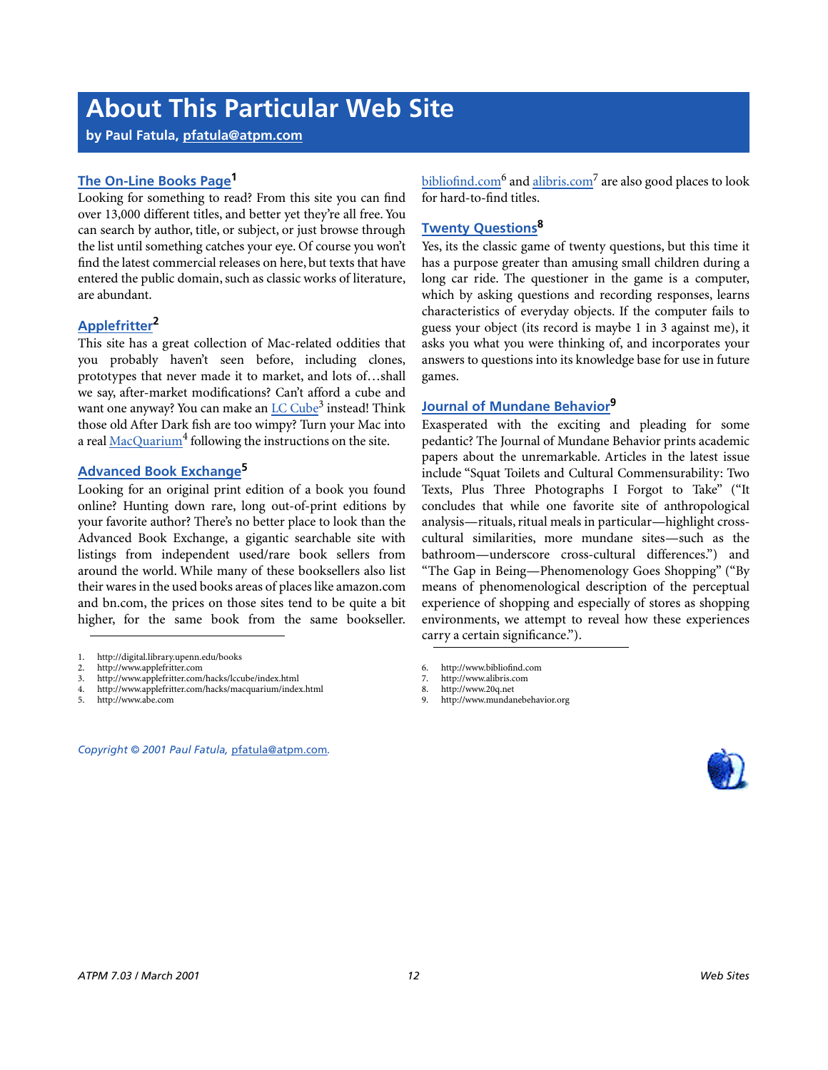# About This Particular Web Site

**by Paul Fatula, pfatula@atpm.com**

### The On-Line Books Page[1]

Looking for something to read? From this site you can find over 13,000 different titles, and better yet they're all free. You can search by author, title, or subject, or just browse through the list until something catches your eye. Of course you won't find the latest commercial releases on here, but texts that have entered the public domain, such as classic works of literature, are abundant.

### Applefritter[2]

This site has a great collection of Mac-related oddities that you probably haven't seen before, including clones, prototypes that never made it to market, and lots of…shall we say, after-market modifications? Can't afford a cube and want one anyway? You can make an LC Cube[3] instead! Think those old After Dark fish are too wimpy? Turn your Mac into a real MacQuarium[4] following the instructions on the site.

### Advanced Book Exchange[5]

Looking for an original print edition of a book you found online? Hunting down rare, long out-of-print editions by your favorite author? There's no better place to look than the Advanced Book Exchange, a gigantic searchable site with listings from independent used/rare book sellers from around the world. While many of these booksellers also list their wares in the used books areas of places like amazon.com and bn.com, the prices on those sites tend to be quite a bit higher, for the same book from the same bookseller. bibliofind.com[6] and alibris.com[7] are also good places to look for hard-to-find titles.

### Twenty Questions[8]

Yes, its the classic game of twenty questions, but this time it has a purpose greater than amusing small children during a long car ride. The questioner in the game is a computer, which by asking questions and recording responses, learns characteristics of everyday objects. If the computer fails to guess your object (its record is maybe 1 in 3 against me), it asks you what you were thinking of, and incorporates your answers to questions into its knowledge base for use in future games.

### Journal of Mundane Behavior[9]

Exasperated with the exciting and pleading for some pedantic? The Journal of Mundane Behavior prints academic papers about the unremarkable. Articles in the latest issue include "Squat Toilets and Cultural Commensurability: Two Texts, Plus Three Photographs I Forgot to Take" ("It concludes that while one favorite site of anthropological analysis—rituals, ritual meals in particular—highlight cross-cultural similarities, more mundane sites—such as the bathroom—underscore cross-cultural differences.") and "The Gap in Being—Phenomenology Goes Shopping" ("By means of phenomenological description of the perceptual experience of shopping and especially of stores as shopping environments, we attempt to reveal how these experiences carry a certain significance.").

1. http://digital.library.upenn.edu/books
2. http://www.applefritter.com
3. http://www.applefritter.com/hacks/lccube/index.html
4. http://www.applefritter.com/hacks/macquarium/index.html
5. http://www.abe.com
6. http://www.bibliofind.com
7. http://www.alibris.com
8. http://www.20q.net
9. http://www.mundanebehavior.org

*Copyright © 2001 Paul Fatula, pfatula@atpm.com.*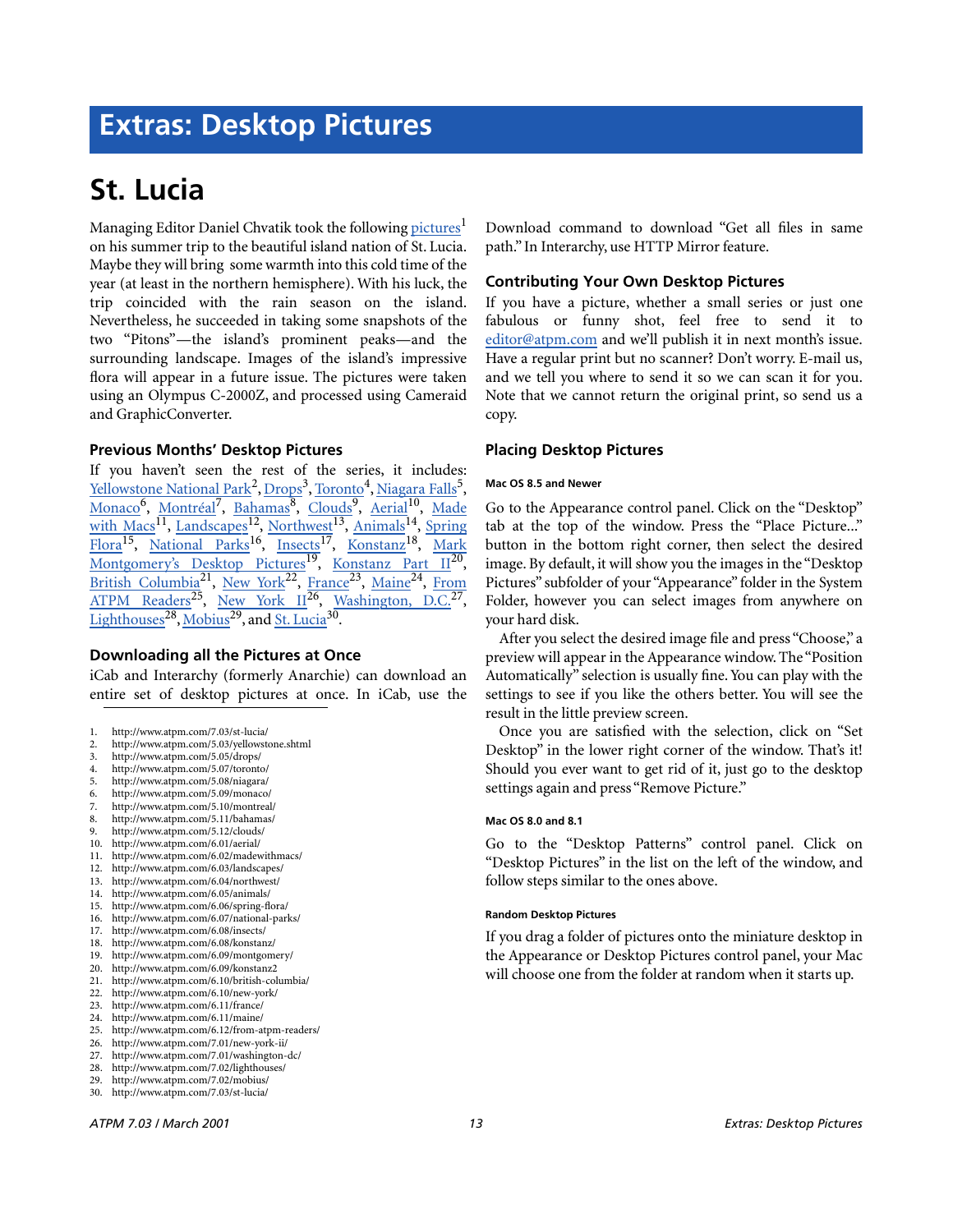# Extras: Desktop Pictures

## St. Lucia

Managing Editor Daniel Chvatik took the following pictures[1] on his summer trip to the beautiful island nation of St. Lucia. Maybe they will bring some warmth into this cold time of the year (at least in the northern hemisphere). With his luck, the trip coincided with the rain season on the island. Nevertheless, he succeeded in taking some snapshots of the two "Pitons"—the island's prominent peaks—and the surrounding landscape. Images of the island's impressive flora will appear in a future issue. The pictures were taken using an Olympus C-2000Z, and processed using Cameraid and GraphicConverter.

### Previous Months' Desktop Pictures

If you haven't seen the rest of the series, it includes: Yellowstone National Park[2], Drops[3], Toronto[4], Niagara Falls[5], Monaco[6], Montréal[7], Bahamas[8], Clouds[9], Aerial[10], Made with Macs[11], Landscapes[12], Northwest[13], Animals[14], Spring Flora[15], National Parks[16], Insects[17], Konstanz[18], Mark Montgomery's Desktop Pictures[19], Konstanz Part II[20], British Columbia[21], New York[22], France[23], Maine[24], From ATPM Readers[25], New York II[26], Washington, D.C.[27], Lighthouses[28], Mobius[29], and St. Lucia[30].

### Downloading all the Pictures at Once

iCab and Interarchy (formerly Anarchie) can download an entire set of desktop pictures at once. In iCab, use the Download command to download "Get all files in same path." In Interarchy, use HTTP Mirror feature.

### Contributing Your Own Desktop Pictures

If you have a picture, whether a small series or just one fabulous or funny shot, feel free to send it to editor@atpm.com and we'll publish it in next month's issue. Have a regular print but no scanner? Don't worry. E-mail us, and we tell you where to send it so we can scan it for you. Note that we cannot return the original print, so send us a copy.

### Placing Desktop Pictures

#### Mac OS 8.5 and Newer

Go to the Appearance control panel. Click on the "Desktop" tab at the top of the window. Press the "Place Picture..." button in the bottom right corner, then select the desired image. By default, it will show you the images in the "Desktop Pictures" subfolder of your "Appearance" folder in the System Folder, however you can select images from anywhere on your hard disk.

After you select the desired image file and press "Choose," a preview will appear in the Appearance window. The "Position Automatically" selection is usually fine. You can play with the settings to see if you like the others better. You will see the result in the little preview screen.

Once you are satisfied with the selection, click on "Set Desktop" in the lower right corner of the window. That's it! Should you ever want to get rid of it, just go to the desktop settings again and press "Remove Picture."

#### Mac OS 8.0 and 8.1

Go to the "Desktop Patterns" control panel. Click on "Desktop Pictures" in the list on the left of the window, and follow steps similar to the ones above.

#### Random Desktop Pictures

If you drag a folder of pictures onto the miniature desktop in the Appearance or Desktop Pictures control panel, your Mac will choose one from the folder at random when it starts up.

---

1. http://www.atpm.com/7.03/st-lucia/
2. http://www.atpm.com/5.03/yellowstone.shtml
3. http://www.atpm.com/5.05/drops/
4. http://www.atpm.com/5.07/toronto/
5. http://www.atpm.com/5.08/niagara/
6. http://www.atpm.com/5.09/monaco/
7. http://www.atpm.com/5.10/montreal/
8. http://www.atpm.com/5.11/bahamas/
9. http://www.atpm.com/5.12/clouds/
10. http://www.atpm.com/6.01/aerial/
11. http://www.atpm.com/6.02/madewithmacs/
12. http://www.atpm.com/6.03/landscapes/
13. http://www.atpm.com/6.04/northwest/
14. http://www.atpm.com/6.05/animals/
15. http://www.atpm.com/6.06/spring-flora/
16. http://www.atpm.com/6.07/national-parks/
17. http://www.atpm.com/6.08/insects/
18. http://www.atpm.com/6.08/konstanz/
19. http://www.atpm.com/6.09/montgomery/
20. http://www.atpm.com/6.09/konstanz2
21. http://www.atpm.com/6.10/british-columbia/
22. http://www.atpm.com/6.10/new-york/
23. http://www.atpm.com/6.11/france/
24. http://www.atpm.com/6.11/maine/
25. http://www.atpm.com/6.12/from-atpm-readers/
26. http://www.atpm.com/7.01/new-york-ii/
27. http://www.atpm.com/7.01/washington-dc/
28. http://www.atpm.com/7.02/lighthouses/
29. http://www.atpm.com/7.02/mobius/
30. http://www.atpm.com/7.03/st-lucia/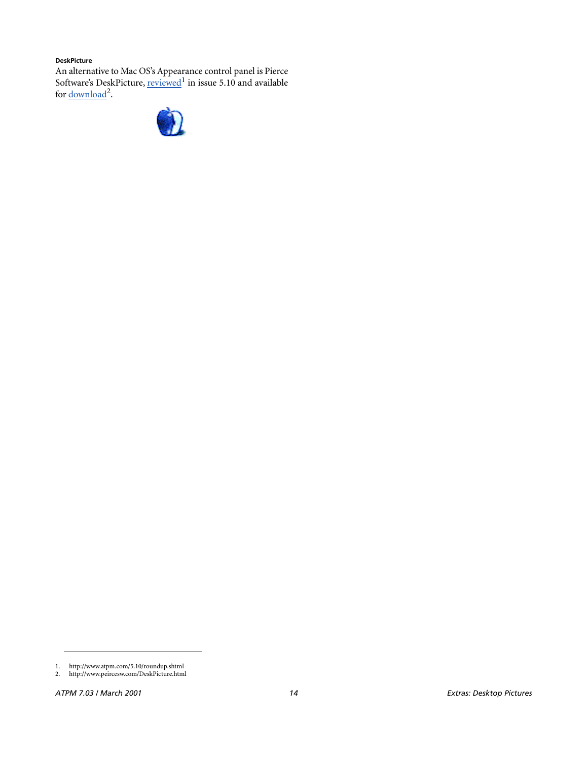#### DeskPicture

An alternative to Mac OS's Appearance control panel is Pierce Software's DeskPicture, reviewed[1] in issue 5.10 and available for download[2].

1. http://www.atpm.com/5.10/roundup.shtml
2. http://www.peircesw.com/DeskPicture.html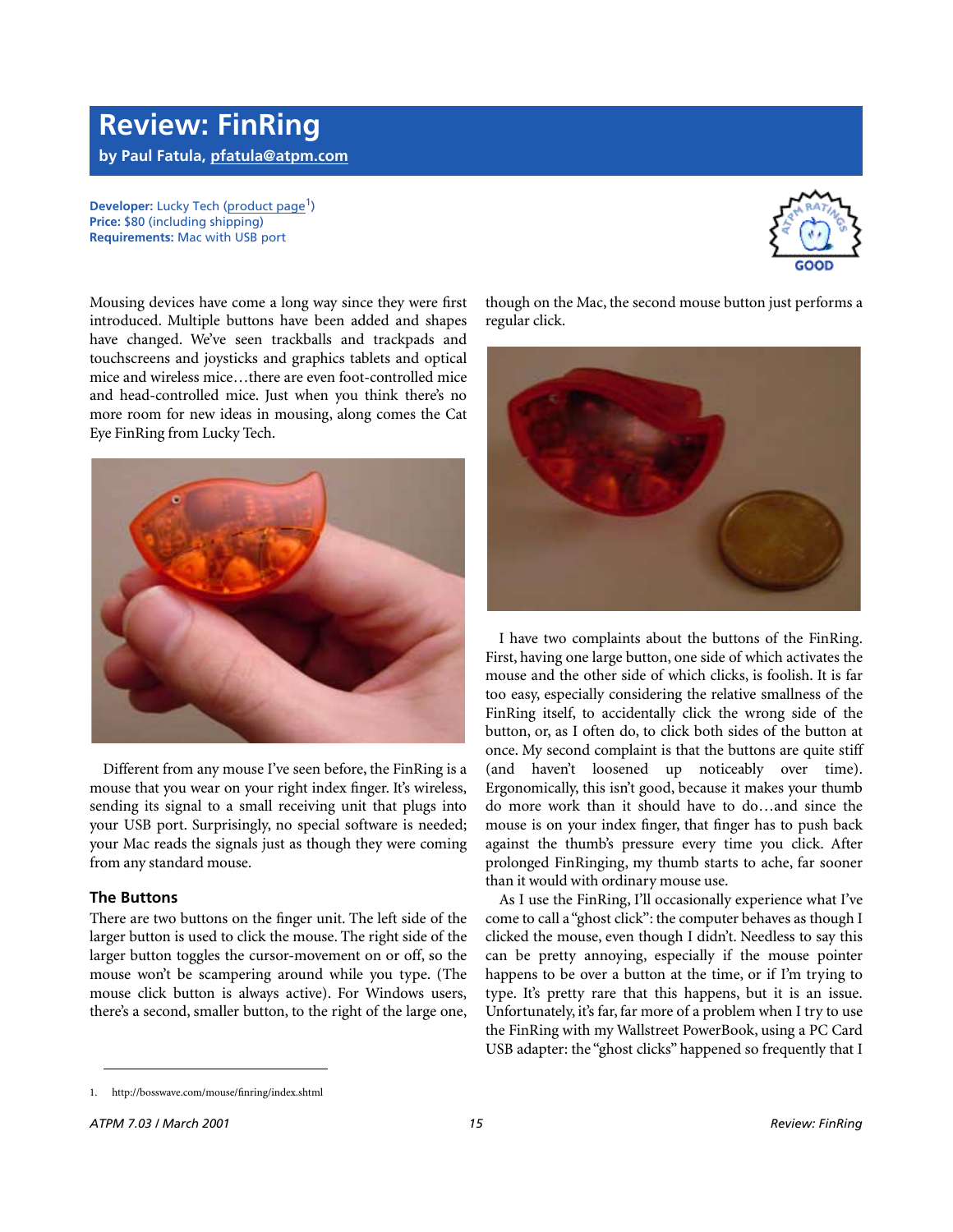# Review: FinRing

**by Paul Fatula, pfatula@atpm.com**

**Developer:** Lucky Tech (product page[1])
**Price:** $80 (including shipping)
**Requirements:** Mac with USB port

Mousing devices have come a long way since they were first introduced. Multiple buttons have been added and shapes have changed. We've seen trackballs and trackpads and touchscreens and joysticks and graphics tablets and optical mice and wireless mice…there are even foot-controlled mice and head-controlled mice. Just when you think there's no more room for new ideas in mousing, along comes the Cat Eye FinRing from Lucky Tech.

Different from any mouse I've seen before, the FinRing is a mouse that you wear on your right index finger. It's wireless, sending its signal to a small receiving unit that plugs into your USB port. Surprisingly, no special software is needed; your Mac reads the signals just as though they were coming from any standard mouse.

### The Buttons

There are two buttons on the finger unit. The left side of the larger button is used to click the mouse. The right side of the larger button toggles the cursor-movement on or off, so the mouse won't be scampering around while you type. (The mouse click button is always active). For Windows users, there's a second, smaller button, to the right of the large one, though on the Mac, the second mouse button just performs a regular click.

I have two complaints about the buttons of the FinRing. First, having one large button, one side of which activates the mouse and the other side of which clicks, is foolish. It is far too easy, especially considering the relative smallness of the FinRing itself, to accidentally click the wrong side of the button, or, as I often do, to click both sides of the button at once. My second complaint is that the buttons are quite stiff (and haven't loosened up noticeably over time). Ergonomically, this isn't good, because it makes your thumb do more work than it should have to do…and since the mouse is on your index finger, that finger has to push back against the thumb's pressure every time you click. After prolonged FinRinging, my thumb starts to ache, far sooner than it would with ordinary mouse use.

As I use the FinRing, I'll occasionally experience what I've come to call a "ghost click": the computer behaves as though I clicked the mouse, even though I didn't. Needless to say this can be pretty annoying, especially if the mouse pointer happens to be over a button at the time, or if I'm trying to type. It's pretty rare that this happens, but it is an issue. Unfortunately, it's far, far more of a problem when I try to use the FinRing with my Wallstreet PowerBook, using a PC Card USB adapter: the "ghost clicks" happened so frequently that I

---

1. http://bosswave.com/mouse/finring/index.shtml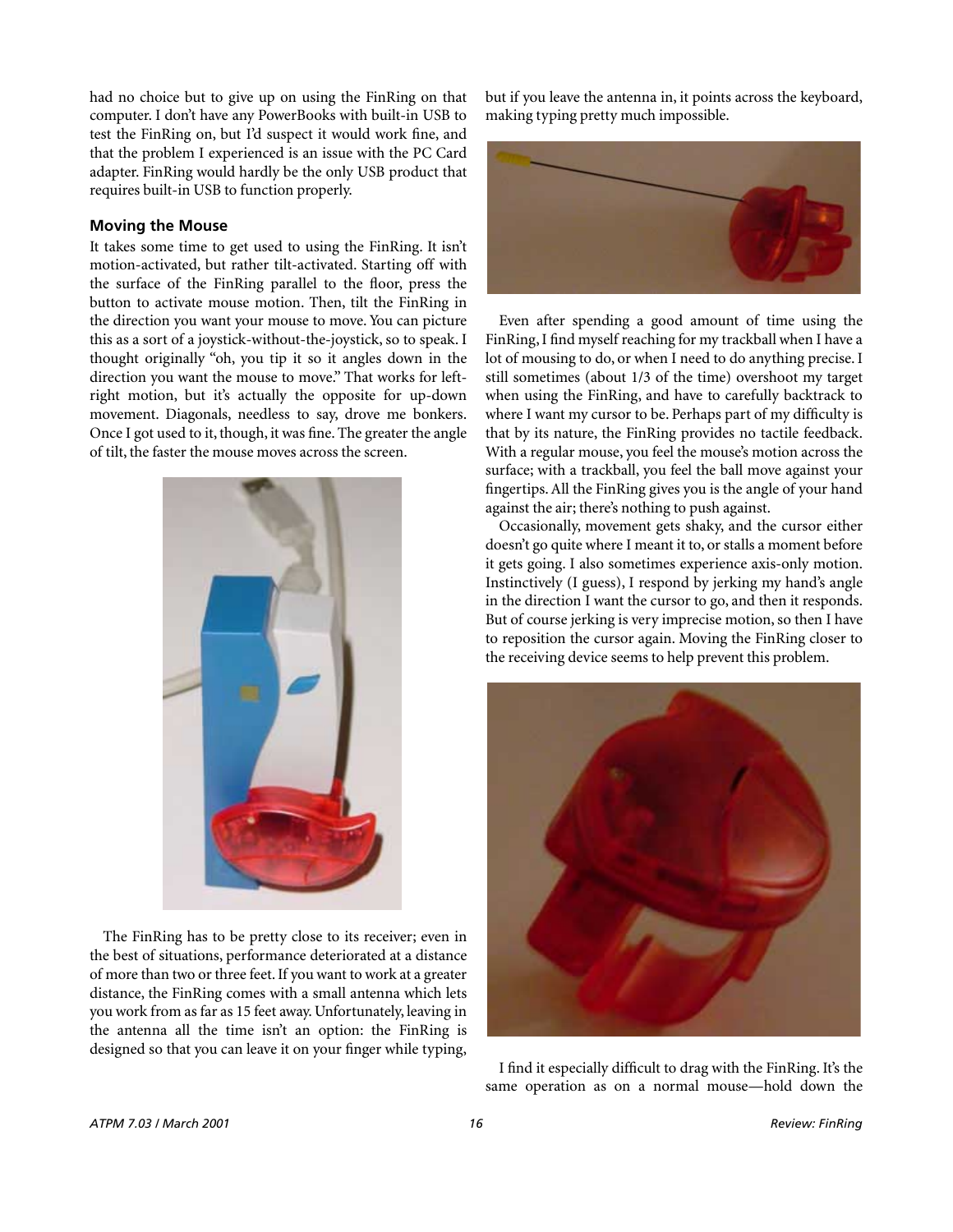had no choice but to give up on using the FinRing on that computer. I don't have any PowerBooks with built-in USB to test the FinRing on, but I'd suspect it would work fine, and that the problem I experienced is an issue with the PC Card adapter. FinRing would hardly be the only USB product that requires built-in USB to function properly.

### Moving the Mouse

It takes some time to get used to using the FinRing. It isn't motion-activated, but rather tilt-activated. Starting off with the surface of the FinRing parallel to the floor, press the button to activate mouse motion. Then, tilt the FinRing in the direction you want your mouse to move. You can picture this as a sort of a joystick-without-the-joystick, so to speak. I thought originally "oh, you tip it so it angles down in the direction you want the mouse to move." That works for left-right motion, but it's actually the opposite for up-down movement. Diagonals, needless to say, drove me bonkers. Once I got used to it, though, it was fine. The greater the angle of tilt, the faster the mouse moves across the screen.

The FinRing has to be pretty close to its receiver; even in the best of situations, performance deteriorated at a distance of more than two or three feet. If you want to work at a greater distance, the FinRing comes with a small antenna which lets you work from as far as 15 feet away. Unfortunately, leaving in the antenna all the time isn't an option: the FinRing is designed so that you can leave it on your finger while typing, but if you leave the antenna in, it points across the keyboard, making typing pretty much impossible.

Even after spending a good amount of time using the FinRing, I find myself reaching for my trackball when I have a lot of mousing to do, or when I need to do anything precise. I still sometimes (about 1/3 of the time) overshoot my target when using the FinRing, and have to carefully backtrack to where I want my cursor to be. Perhaps part of my difficulty is that by its nature, the FinRing provides no tactile feedback. With a regular mouse, you feel the mouse's motion across the surface; with a trackball, you feel the ball move against your fingertips. All the FinRing gives you is the angle of your hand against the air; there's nothing to push against.

Occasionally, movement gets shaky, and the cursor either doesn't go quite where I meant it to, or stalls a moment before it gets going. I also sometimes experience axis-only motion. Instinctively (I guess), I respond by jerking my hand's angle in the direction I want the cursor to go, and then it responds. But of course jerking is very imprecise motion, so then I have to reposition the cursor again. Moving the FinRing closer to the receiving device seems to help prevent this problem.

I find it especially difficult to drag with the FinRing. It's the same operation as on a normal mouse—hold down the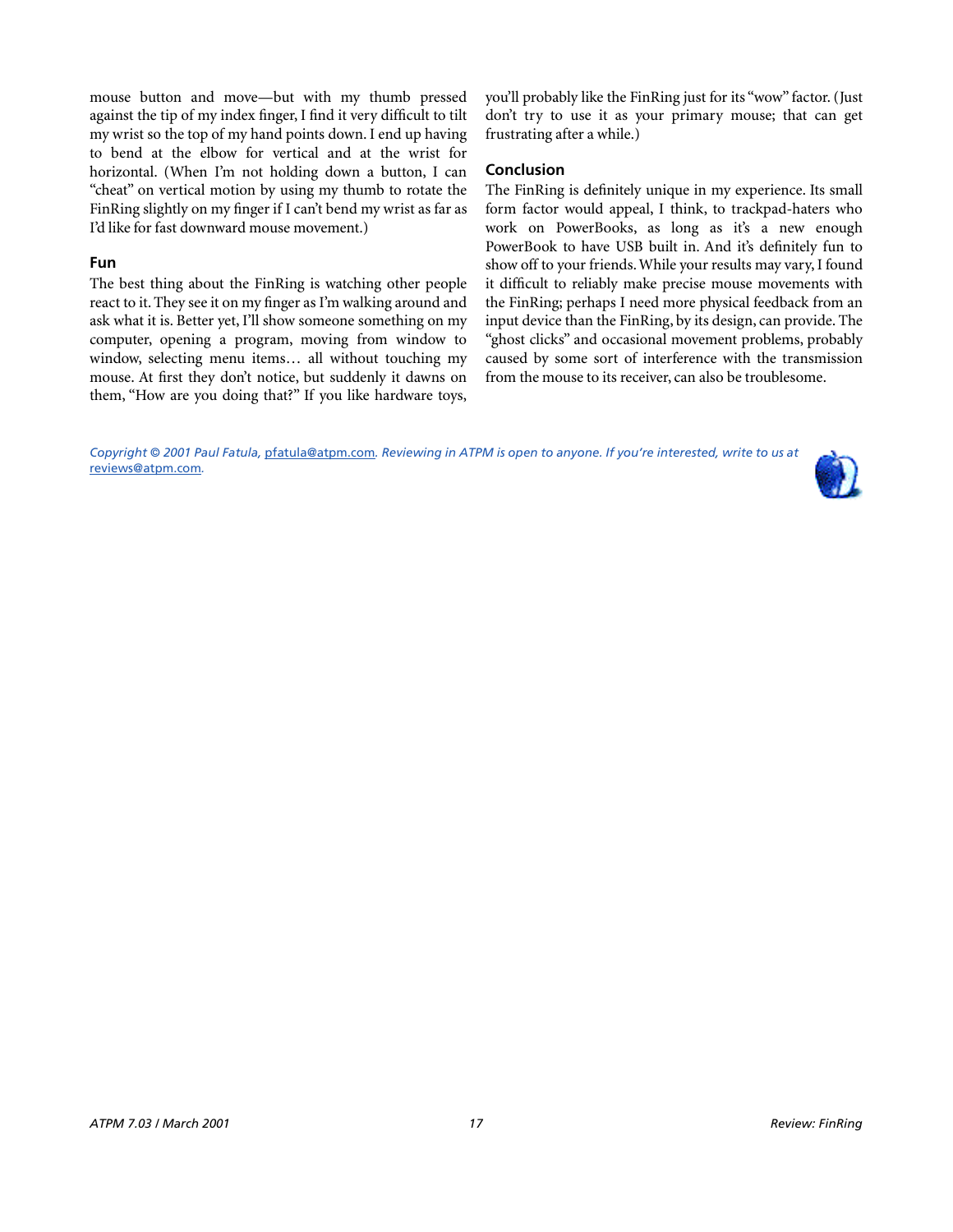mouse button and move—but with my thumb pressed against the tip of my index finger, I find it very difficult to tilt my wrist so the top of my hand points down. I end up having to bend at the elbow for vertical and at the wrist for horizontal. (When I'm not holding down a button, I can "cheat" on vertical motion by using my thumb to rotate the FinRing slightly on my finger if I can't bend my wrist as far as I'd like for fast downward mouse movement.)

### Fun

The best thing about the FinRing is watching other people react to it. They see it on my finger as I'm walking around and ask what it is. Better yet, I'll show someone something on my computer, opening a program, moving from window to window, selecting menu items… all without touching my mouse. At first they don't notice, but suddenly it dawns on them, "How are you doing that?" If you like hardware toys, you'll probably like the FinRing just for its "wow" factor. (Just don't try to use it as your primary mouse; that can get frustrating after a while.)

### Conclusion

The FinRing is definitely unique in my experience. Its small form factor would appeal, I think, to trackpad-haters who work on PowerBooks, as long as it's a new enough PowerBook to have USB built in. And it's definitely fun to show off to your friends. While your results may vary, I found it difficult to reliably make precise mouse movements with the FinRing; perhaps I need more physical feedback from an input device than the FinRing, by its design, can provide. The "ghost clicks" and occasional movement problems, probably caused by some sort of interference with the transmission from the mouse to its receiver, can also be troublesome.

*Copyright © 2001 Paul Fatula, pfatula@atpm.com. Reviewing in ATPM is open to anyone. If you're interested, write to us at reviews@atpm.com.*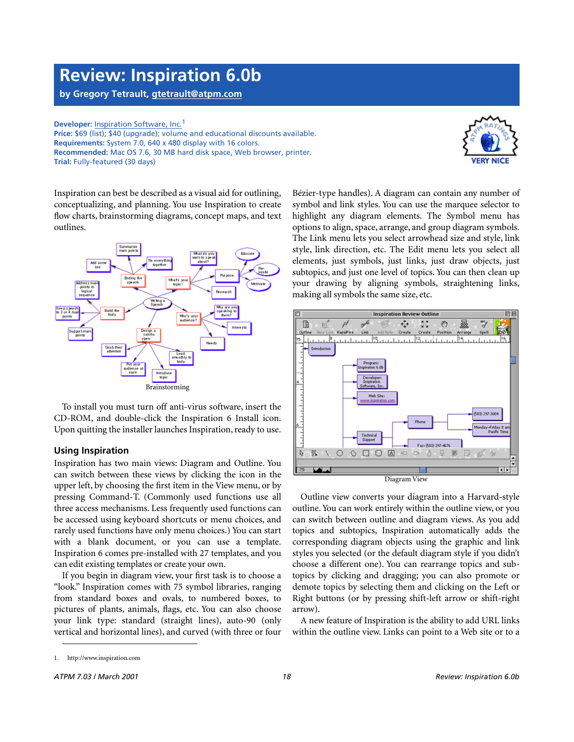# Review: Inspiration 6.0b

**by Gregory Tetrault, gtetrault@atpm.com**

**Developer:** Inspiration Software, Inc.[1]
**Price:** $69 (list); $40 (upgrade); volume and educational discounts available.
**Requirements:** System 7.0, 640 x 480 display with 16 colors.
**Recommended:** Mac OS 7.6, 30 MB hard disk space, Web browser, printer.
**Trial:** Fully-featured (30 days)

VERY NICE

Inspiration can best be described as a visual aid for outlining, conceptualizing, and planning. You use Inspiration to create flow charts, brainstorming diagrams, concept maps, and text outlines.

Brainstorming

To install you must turn off anti-virus software, insert the CD-ROM, and double-click the Inspiration 6 Install icon. Upon quitting the installer launches Inspiration, ready to use.

## Using Inspiration

Inspiration has two main views: Diagram and Outline. You can switch between these views by clicking the icon in the upper left, by choosing the first item in the View menu, or by pressing Command-T. (Commonly used functions use all three access mechanisms. Less frequently used functions can be accessed using keyboard shortcuts or menu choices, and rarely used functions have only menu choices.) You can start with a blank document, or you can use a template. Inspiration 6 comes pre-installed with 27 templates, and you can edit existing templates or create your own.

If you begin in diagram view, your first task is to choose a "look." Inspiration comes with 75 symbol libraries, ranging from standard boxes and ovals, to numbered boxes, to pictures of plants, animals, flags, etc. You can also choose your link type: standard (straight lines), auto-90 (only vertical and horizontal lines), and curved (with three or four Bézier-type handles). A diagram can contain any number of symbol and link styles. You can use the marquee selector to highlight any diagram elements. The Symbol menu has options to align, space, arrange, and group diagram symbols. The Link menu lets you select arrowhead size and style, link style, link direction, etc. The Edit menu lets you select all elements, just symbols, just links, just draw objects, just subtopics, and just one level of topics. You can then clean up your drawing by aligning symbols, straightening links, making all symbols the same size, etc.

Diagram View

Outline view converts your diagram into a Harvard-style outline. You can work entirely within the outline view, or you can switch between outline and diagram views. As you add topics and subtopics, Inspiration automatically adds the corresponding diagram objects using the graphic and link styles you selected (or the default diagram style if you didn't choose a different one). You can rearrange topics and subtopics by clicking and dragging; you can also promote or demote topics by selecting them and clicking on the Left or Right buttons (or by pressing shift-left arrow or shift-right arrow).

A new feature of Inspiration is the ability to add URL links within the outline view. Links can point to a Web site or to a

---

1. http://www.inspiration.com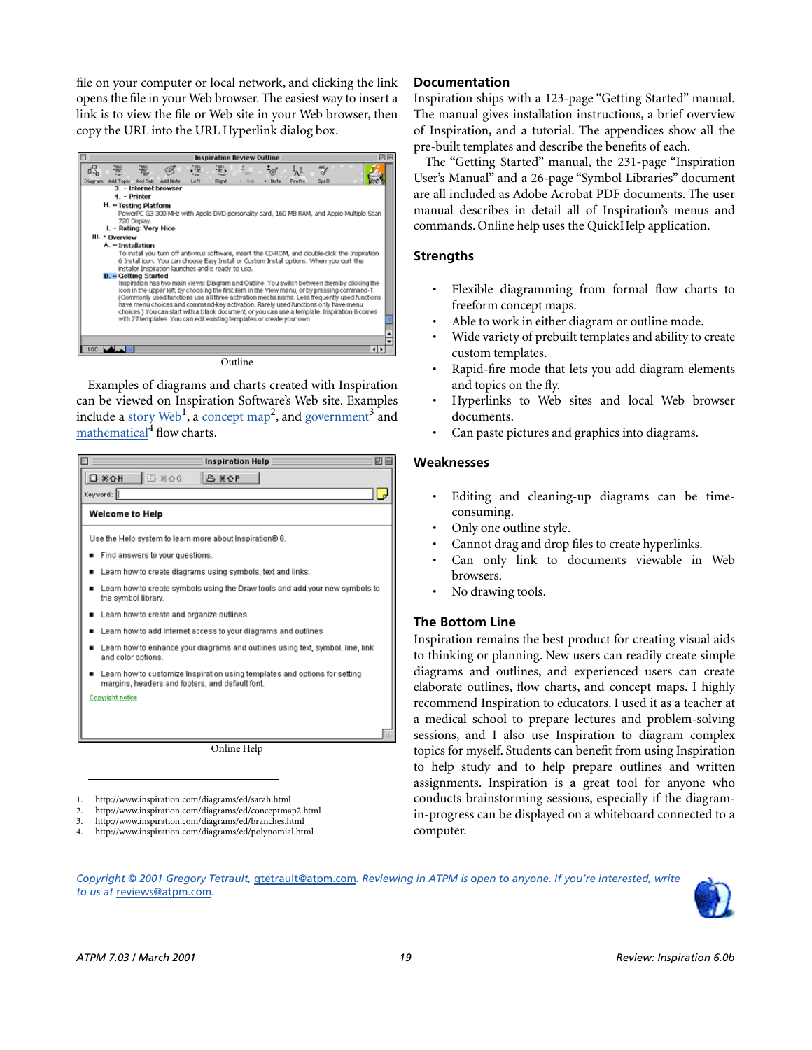file on your computer or local network, and clicking the link opens the file in your Web browser. The easiest way to insert a link is to view the file or Web site in your Web browser, then copy the URL into the URL Hyperlink dialog box.

Outline

Examples of diagrams and charts created with Inspiration can be viewed on Inspiration Software's Web site. Examples include a story Web[1], a concept map[2], and government[3] and mathematical[4] flow charts.

Online Help

1. http://www.inspiration.com/diagrams/ed/sarah.html
2. http://www.inspiration.com/diagrams/ed/conceptmap2.html
3. http://www.inspiration.com/diagrams/ed/branches.html
4. http://www.inspiration.com/diagrams/ed/polynomial.html

## Documentation

Inspiration ships with a 123-page "Getting Started" manual. The manual gives installation instructions, a brief overview of Inspiration, and a tutorial. The appendices show all the pre-built templates and describe the benefits of each.

The "Getting Started" manual, the 231-page "Inspiration User's Manual" and a 26-page "Symbol Libraries" document are all included as Adobe Acrobat PDF documents. The user manual describes in detail all of Inspiration's menus and commands. Online help uses the QuickHelp application.

## Strengths

- Flexible diagramming from formal flow charts to freeform concept maps.
- Able to work in either diagram or outline mode.
- Wide variety of prebuilt templates and ability to create custom templates.
- Rapid-fire mode that lets you add diagram elements and topics on the fly.
- Hyperlinks to Web sites and local Web browser documents.
- Can paste pictures and graphics into diagrams.

## Weaknesses

- Editing and cleaning-up diagrams can be time-consuming.
- Only one outline style.
- Cannot drag and drop files to create hyperlinks.
- Can only link to documents viewable in Web browsers.
- No drawing tools.

## The Bottom Line

Inspiration remains the best product for creating visual aids to thinking or planning. New users can readily create simple diagrams and outlines, and experienced users can create elaborate outlines, flow charts, and concept maps. I highly recommend Inspiration to educators. I used it as a teacher at a medical school to prepare lectures and problem-solving sessions, and I also use Inspiration to diagram complex topics for myself. Students can benefit from using Inspiration to help study and to help prepare outlines and written assignments. Inspiration is a great tool for anyone who conducts brainstorming sessions, especially if the diagram-in-progress can be displayed on a whiteboard connected to a computer.

*Copyright © 2001 Gregory Tetrault, gtetrault@atpm.com. Reviewing in ATPM is open to anyone. If you're interested, write to us at reviews@atpm.com.*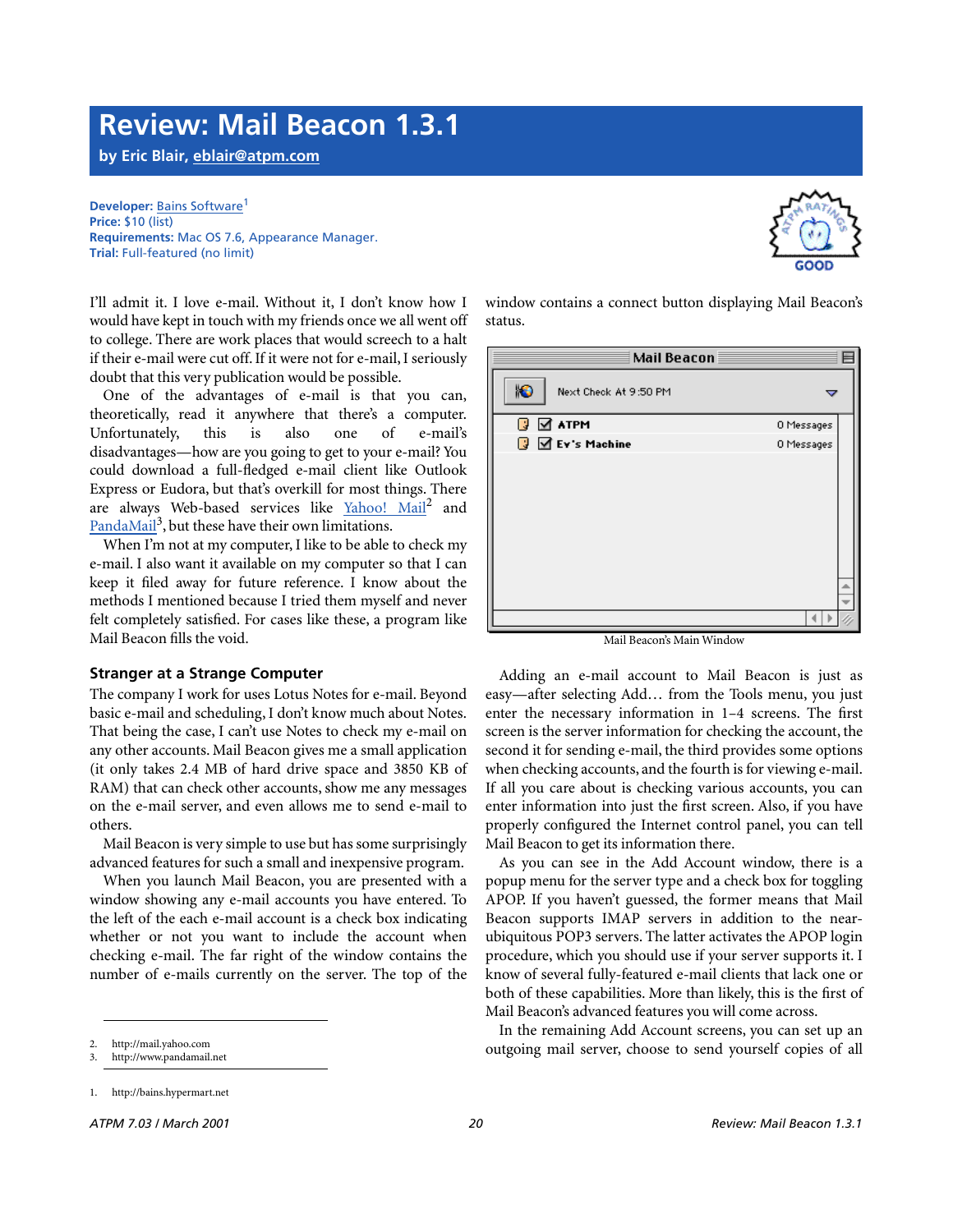# Review: Mail Beacon 1.3.1

by Eric Blair, eblair@atpm.com

**Developer:** Bains Software[1]
**Price:** $10 (list)
**Requirements:** Mac OS 7.6, Appearance Manager.
**Trial:** Full-featured (no limit)

GOOD

I'll admit it. I love e-mail. Without it, I don't know how I would have kept in touch with my friends once we all went off to college. There are work places that would screech to a halt if their e-mail were cut off. If it were not for e-mail, I seriously doubt that this very publication would be possible.

One of the advantages of e-mail is that you can, theoretically, read it anywhere that there's a computer. Unfortunately, this is also one of e-mail's disadvantages—how are you going to get to your e-mail? You could download a full-fledged e-mail client like Outlook Express or Eudora, but that's overkill for most things. There are always Web-based services like Yahoo! Mail[2] and PandaMail[3], but these have their own limitations.

When I'm not at my computer, I like to be able to check my e-mail. I also want it available on my computer so that I can keep it filed away for future reference. I know about the methods I mentioned because I tried them myself and never felt completely satisfied. For cases like these, a program like Mail Beacon fills the void.

## Stranger at a Strange Computer

The company I work for uses Lotus Notes for e-mail. Beyond basic e-mail and scheduling, I don't know much about Notes. That being the case, I can't use Notes to check my e-mail on any other accounts. Mail Beacon gives me a small application (it only takes 2.4 MB of hard drive space and 3850 KB of RAM) that can check other accounts, show me any messages on the e-mail server, and even allows me to send e-mail to others.

Mail Beacon is very simple to use but has some surprisingly advanced features for such a small and inexpensive program.

When you launch Mail Beacon, you are presented with a window showing any e-mail accounts you have entered. To the left of the each e-mail account is a check box indicating whether or not you want to include the account when checking e-mail. The far right of the window contains the number of e-mails currently on the server. The top of the window contains a connect button displaying Mail Beacon's status.

Mail Beacon's Main Window

Adding an e-mail account to Mail Beacon is just as easy—after selecting Add… from the Tools menu, you just enter the necessary information in 1–4 screens. The first screen is the server information for checking the account, the second it for sending e-mail, the third provides some options when checking accounts, and the fourth is for viewing e-mail. If all you care about is checking various accounts, you can enter information into just the first screen. Also, if you have properly configured the Internet control panel, you can tell Mail Beacon to get its information there.

As you can see in the Add Account window, there is a popup menu for the server type and a check box for toggling APOP. If you haven't guessed, the former means that Mail Beacon supports IMAP servers in addition to the near-ubiquitous POP3 servers. The latter activates the APOP login procedure, which you should use if your server supports it. I know of several fully-featured e-mail clients that lack one or both of these capabilities. More than likely, this is the first of Mail Beacon's advanced features you will come across.

In the remaining Add Account screens, you can set up an outgoing mail server, choose to send yourself copies of all

2. http://mail.yahoo.com
3. http://www.pandamail.net

1. http://bains.hypermart.net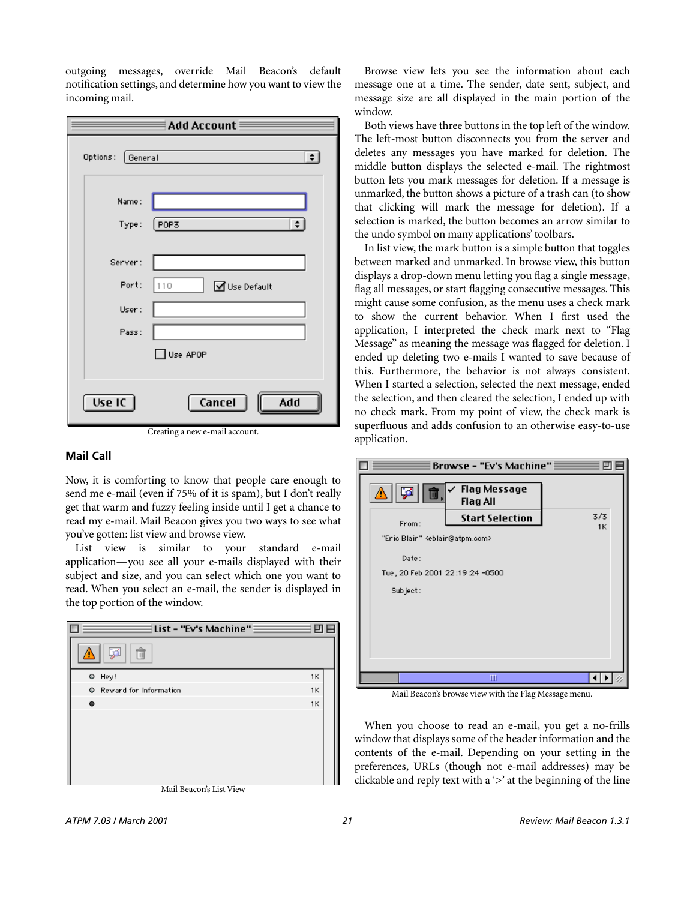outgoing messages, override Mail Beacon's default notification settings, and determine how you want to view the incoming mail.

Creating a new e-mail account.

### Mail Call

Now, it is comforting to know that people care enough to send me e-mail (even if 75% of it is spam), but I don't really get that warm and fuzzy feeling inside until I get a chance to read my e-mail. Mail Beacon gives you two ways to see what you've gotten: list view and browse view.

List view is similar to your standard e-mail application—you see all your e-mails displayed with their subject and size, and you can select which one you want to read. When you select an e-mail, the sender is displayed in the top portion of the window.

Mail Beacon's List View

Browse view lets you see the information about each message one at a time. The sender, date sent, subject, and message size are all displayed in the main portion of the window.

Both views have three buttons in the top left of the window. The left-most button disconnects you from the server and deletes any messages you have marked for deletion. The middle button displays the selected e-mail. The rightmost button lets you mark messages for deletion. If a message is unmarked, the button shows a picture of a trash can (to show that clicking will mark the message for deletion). If a selection is marked, the button becomes an arrow similar to the undo symbol on many applications' toolbars.

In list view, the mark button is a simple button that toggles between marked and unmarked. In browse view, this button displays a drop-down menu letting you flag a single message, flag all messages, or start flagging consecutive messages. This might cause some confusion, as the menu uses a check mark to show the current behavior. When I first used the application, I interpreted the check mark next to "Flag Message" as meaning the message was flagged for deletion. I ended up deleting two e-mails I wanted to save because of this. Furthermore, the behavior is not always consistent. When I started a selection, selected the next message, ended the selection, and then cleared the selection, I ended up with no check mark. From my point of view, the check mark is superfluous and adds confusion to an otherwise easy-to-use application.

Mail Beacon's browse view with the Flag Message menu.

When you choose to read an e-mail, you get a no-frills window that displays some of the header information and the contents of the e-mail. Depending on your setting in the preferences, URLs (though not e-mail addresses) may be clickable and reply text with a '>' at the beginning of the line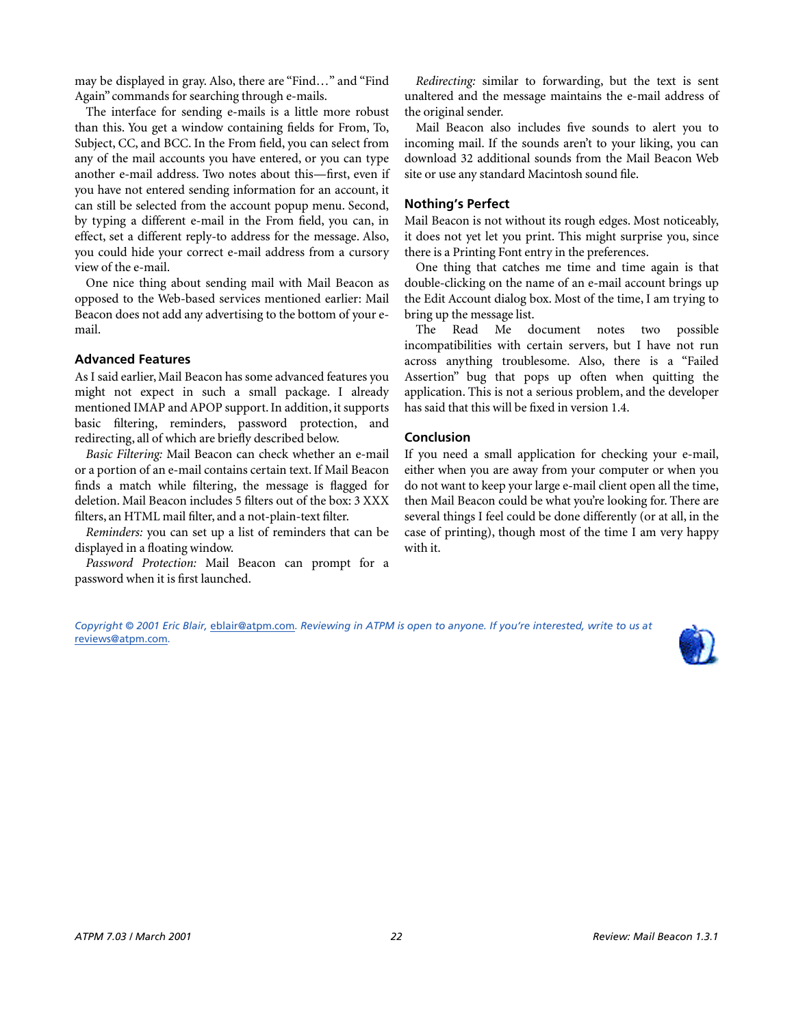may be displayed in gray. Also, there are "Find…" and "Find Again" commands for searching through e-mails.

The interface for sending e-mails is a little more robust than this. You get a window containing fields for From, To, Subject, CC, and BCC. In the From field, you can select from any of the mail accounts you have entered, or you can type another e-mail address. Two notes about this—first, even if you have not entered sending information for an account, it can still be selected from the account popup menu. Second, by typing a different e-mail in the From field, you can, in effect, set a different reply-to address for the message. Also, you could hide your correct e-mail address from a cursory view of the e-mail.

One nice thing about sending mail with Mail Beacon as opposed to the Web-based services mentioned earlier: Mail Beacon does not add any advertising to the bottom of your e-mail.

### Advanced Features

As I said earlier, Mail Beacon has some advanced features you might not expect in such a small package. I already mentioned IMAP and APOP support. In addition, it supports basic filtering, reminders, password protection, and redirecting, all of which are briefly described below.

*Basic Filtering:* Mail Beacon can check whether an e-mail or a portion of an e-mail contains certain text. If Mail Beacon finds a match while filtering, the message is flagged for deletion. Mail Beacon includes 5 filters out of the box: 3 XXX filters, an HTML mail filter, and a not-plain-text filter.

*Reminders:* you can set up a list of reminders that can be displayed in a floating window.

*Password Protection:* Mail Beacon can prompt for a password when it is first launched.

*Redirecting:* similar to forwarding, but the text is sent unaltered and the message maintains the e-mail address of the original sender.

Mail Beacon also includes five sounds to alert you to incoming mail. If the sounds aren't to your liking, you can download 32 additional sounds from the Mail Beacon Web site or use any standard Macintosh sound file.

### Nothing's Perfect

Mail Beacon is not without its rough edges. Most noticeably, it does not yet let you print. This might surprise you, since there is a Printing Font entry in the preferences.

One thing that catches me time and time again is that double-clicking on the name of an e-mail account brings up the Edit Account dialog box. Most of the time, I am trying to bring up the message list.

The Read Me document notes two possible incompatibilities with certain servers, but I have not run across anything troublesome. Also, there is a "Failed Assertion" bug that pops up often when quitting the application. This is not a serious problem, and the developer has said that this will be fixed in version 1.4.

### Conclusion

If you need a small application for checking your e-mail, either when you are away from your computer or when you do not want to keep your large e-mail client open all the time, then Mail Beacon could be what you're looking for. There are several things I feel could be done differently (or at all, in the case of printing), though most of the time I am very happy with it.

*Copyright © 2001 Eric Blair, eblair@atpm.com. Reviewing in ATPM is open to anyone. If you're interested, write to us at reviews@atpm.com.*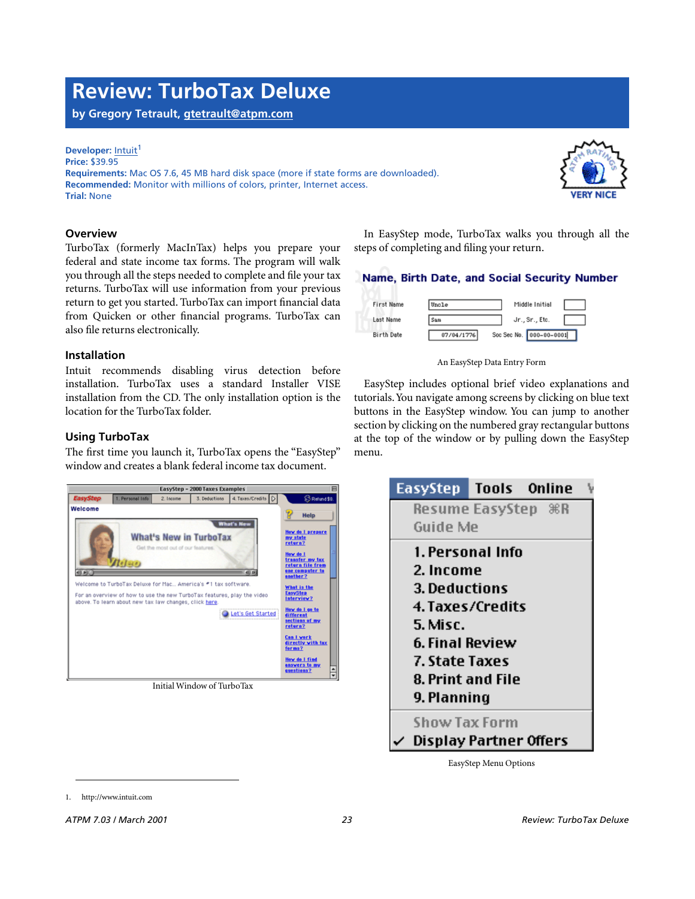# Review: TurboTax Deluxe

**by Gregory Tetrault, gtetrault@atpm.com**

**Developer:** Intuit[1]
**Price:** $39.95
**Requirements:** Mac OS 7.6, 45 MB hard disk space (more if state forms are downloaded).
**Recommended:** Monitor with millions of colors, printer, Internet access.
**Trial:** None

VERY NICE

### Overview

TurboTax (formerly MacInTax) helps you prepare your federal and state income tax forms. The program will walk you through all the steps needed to complete and file your tax returns. TurboTax will use information from your previous return to get you started. TurboTax can import financial data from Quicken or other financial programs. TurboTax can also file returns electronically.

### Installation

Intuit recommends disabling virus detection before installation. TurboTax uses a standard Installer VISE installation from the CD. The only installation option is the location for the TurboTax folder.

### Using TurboTax

The first time you launch it, TurboTax opens the "EasyStep" window and creates a blank federal income tax document.

Initial Window of TurboTax

In EasyStep mode, TurboTax walks you through all the steps of completing and filing your return.

An EasyStep Data Entry Form

EasyStep includes optional brief video explanations and tutorials. You navigate among screens by clicking on blue text buttons in the EasyStep window. You can jump to another section by clicking on the numbered gray rectangular buttons at the top of the window or by pulling down the EasyStep menu.

EasyStep Menu Options

1. http://www.intuit.com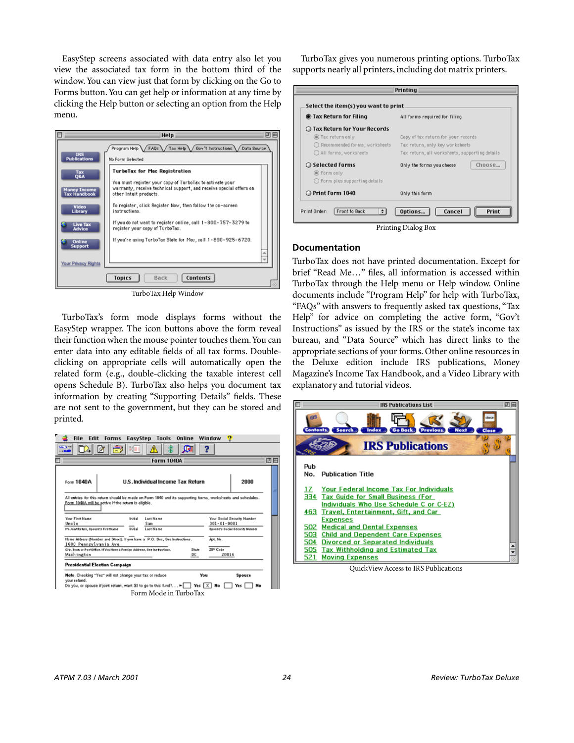EasyStep screens associated with data entry also let you view the associated tax form in the bottom third of the window. You can view just that form by clicking on the Go to Forms button. You can get help or information at any time by clicking the Help button or selecting an option from the Help menu.

TurboTax Help Window

TurboTax's form mode displays forms without the EasyStep wrapper. The icon buttons above the form reveal their function when the mouse pointer touches them. You can enter data into any editable fields of all tax forms. Double-clicking on appropriate cells will automatically open the related form (e.g., double-clicking the taxable interest cell opens Schedule B). TurboTax also helps you document tax information by creating "Supporting Details" fields. These are not sent to the government, but they can be stored and printed.

Form Mode in TurboTax

TurboTax gives you numerous printing options. TurboTax supports nearly all printers, including dot matrix printers.

Printing Dialog Box

## Documentation

TurboTax does not have printed documentation. Except for brief "Read Me…" files, all information is accessed within TurboTax through the Help menu or Help window. Online documents include "Program Help" for help with TurboTax, "FAQs" with answers to frequently asked tax questions, "Tax Help" for advice on completing the active form, "Gov't Instructions" as issued by the IRS or the state's income tax bureau, and "Data Source" which has direct links to the appropriate sections of your forms. Other online resources in the Deluxe edition include IRS publications, Money Magazine's Income Tax Handbook, and a Video Library with explanatory and tutorial videos.

QuickView Access to IRS Publications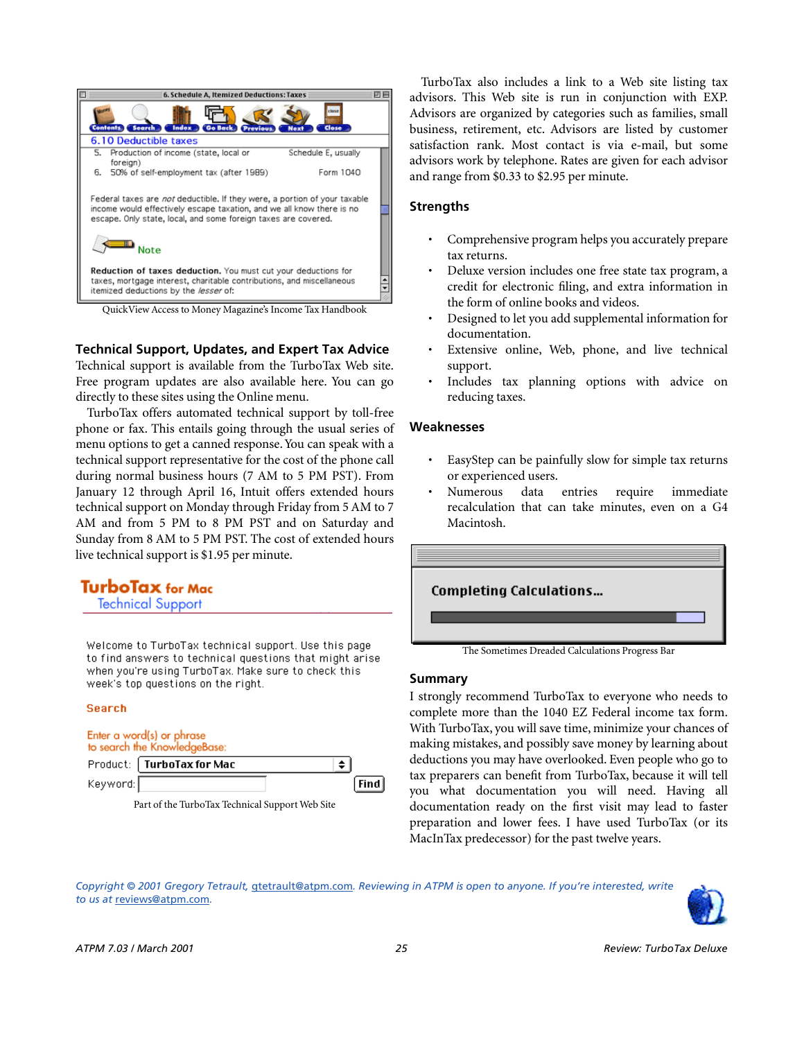QuickView Access to Money Magazine's Income Tax Handbook

### Technical Support, Updates, and Expert Tax Advice

Technical support is available from the TurboTax Web site. Free program updates are also available here. You can go directly to these sites using the Online menu.

TurboTax offers automated technical support by toll-free phone or fax. This entails going through the usual series of menu options to get a canned response. You can speak with a technical support representative for the cost of the phone call during normal business hours (7 AM to 5 PM PST). From January 12 through April 16, Intuit offers extended hours technical support on Monday through Friday from 5 AM to 7 AM and from 5 PM to 8 PM PST and on Saturday and Sunday from 8 AM to 5 PM PST. The cost of extended hours live technical support is $1.95 per minute.

Part of the TurboTax Technical Support Web Site

TurboTax also includes a link to a Web site listing tax advisors. This Web site is run in conjunction with EXP. Advisors are organized by categories such as families, small business, retirement, etc. Advisors are listed by customer satisfaction rank. Most contact is via e-mail, but some advisors work by telephone. Rates are given for each advisor and range from $0.33 to $2.95 per minute.

### Strengths

- Comprehensive program helps you accurately prepare tax returns.
- Deluxe version includes one free state tax program, a credit for electronic filing, and extra information in the form of online books and videos.
- Designed to let you add supplemental information for documentation.
- Extensive online, Web, phone, and live technical support.
- Includes tax planning options with advice on reducing taxes.

### Weaknesses

- EasyStep can be painfully slow for simple tax returns or experienced users.
- Numerous data entries require immediate recalculation that can take minutes, even on a G4 Macintosh.

The Sometimes Dreaded Calculations Progress Bar

### Summary

I strongly recommend TurboTax to everyone who needs to complete more than the 1040 EZ Federal income tax form. With TurboTax, you will save time, minimize your chances of making mistakes, and possibly save money by learning about deductions you may have overlooked. Even people who go to tax preparers can benefit from TurboTax, because it will tell you what documentation you will need. Having all documentation ready on the first visit may lead to faster preparation and lower fees. I have used TurboTax (or its MacInTax predecessor) for the past twelve years.

*Copyright © 2001 Gregory Tetrault, gtetrault@atpm.com. Reviewing in ATPM is open to anyone. If you're interested, write to us at reviews@atpm.com.*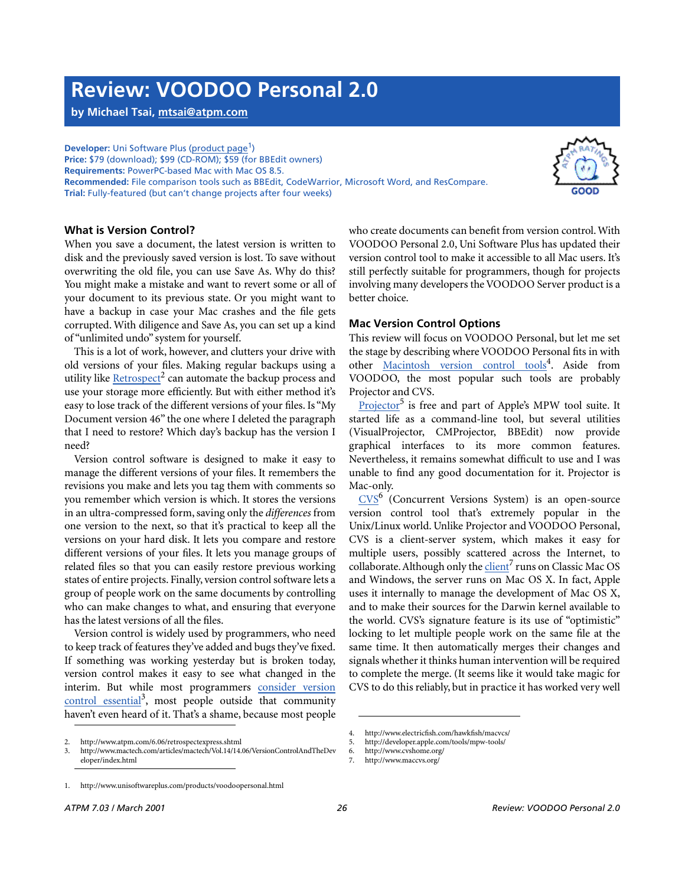# Review: VOODOO Personal 2.0

**by Michael Tsai, mtsai@atpm.com**

**Developer:** Uni Software Plus (product page[1])
**Price:** $79 (download); $99 (CD-ROM); $59 (for BBEdit owners)
**Requirements:** PowerPC-based Mac with Mac OS 8.5.
**Recommended:** File comparison tools such as BBEdit, CodeWarrior, Microsoft Word, and ResCompare.
**Trial:** Fully-featured (but can't change projects after four weeks)

GOOD

### What is Version Control?

When you save a document, the latest version is written to disk and the previously saved version is lost. To save without overwriting the old file, you can use Save As. Why do this? You might make a mistake and want to revert some or all of your document to its previous state. Or you might want to have a backup in case your Mac crashes and the file gets corrupted. With diligence and Save As, you can set up a kind of "unlimited undo" system for yourself.

This is a lot of work, however, and clutters your drive with old versions of your files. Making regular backups using a utility like Retrospect[2] can automate the backup process and use your storage more efficiently. But with either method it's easy to lose track of the different versions of your files. Is "My Document version 46" the one where I deleted the paragraph that I need to restore? Which day's backup has the version I need?

Version control software is designed to make it easy to manage the different versions of your files. It remembers the revisions you make and lets you tag them with comments so you remember which version is which. It stores the versions in an ultra-compressed form, saving only the *differences* from one version to the next, so that it's practical to keep all the versions on your hard disk. It lets you compare and restore different versions of your files. It lets you manage groups of related files so that you can easily restore previous working states of entire projects. Finally, version control software lets a group of people work on the same documents by controlling who can make changes to what, and ensuring that everyone has the latest versions of all the files.

Version control is widely used by programmers, who need to keep track of features they've added and bugs they've fixed. If something was working yesterday but is broken today, version control makes it easy to see what changed in the interim. But while most programmers consider version control essential[3], most people outside that community haven't even heard of it. That's a shame, because most people who create documents can benefit from version control. With VOODOO Personal 2.0, Uni Software Plus has updated their version control tool to make it accessible to all Mac users. It's still perfectly suitable for programmers, though for projects involving many developers the VOODOO Server product is a better choice.

### Mac Version Control Options

This review will focus on VOODOO Personal, but let me set the stage by describing where VOODOO Personal fits in with other Macintosh version control tools[4]. Aside from VOODOO, the most popular such tools are probably Projector and CVS.

Projector[5] is free and part of Apple's MPW tool suite. It started life as a command-line tool, but several utilities (VisualProjector, CMProjector, BBEdit) now provide graphical interfaces to its more common features. Nevertheless, it remains somewhat difficult to use and I was unable to find any good documentation for it. Projector is Mac-only.

CVS[6] (Concurrent Versions System) is an open-source version control tool that's extremely popular in the Unix/Linux world. Unlike Projector and VOODOO Personal, CVS is a client-server system, which makes it easy for multiple users, possibly scattered across the Internet, to collaborate. Although only the client[7] runs on Classic Mac OS and Windows, the server runs on Mac OS X. In fact, Apple uses it internally to manage the development of Mac OS X, and to make their sources for the Darwin kernel available to the world. CVS's signature feature is its use of "optimistic" locking to let multiple people work on the same file at the same time. It then automatically merges their changes and signals whether it thinks human intervention will be required to complete the merge. (It seems like it would take magic for CVS to do this reliably, but in practice it has worked very well

---

1. http://www.unisoftwareplus.com/products/voodoopersonal.html
2. http://www.atpm.com/6.06/retrospectexpress.shtml
3. http://www.mactech.com/articles/mactech/Vol.14/14.06/VersionControlAndTheDeveloper/index.html
4. http://www.electricfish.com/hawkfish/macvcs/
5. http://developer.apple.com/tools/mpw-tools/
6. http://www.cvshome.org/
7. http://www.maccvs.org/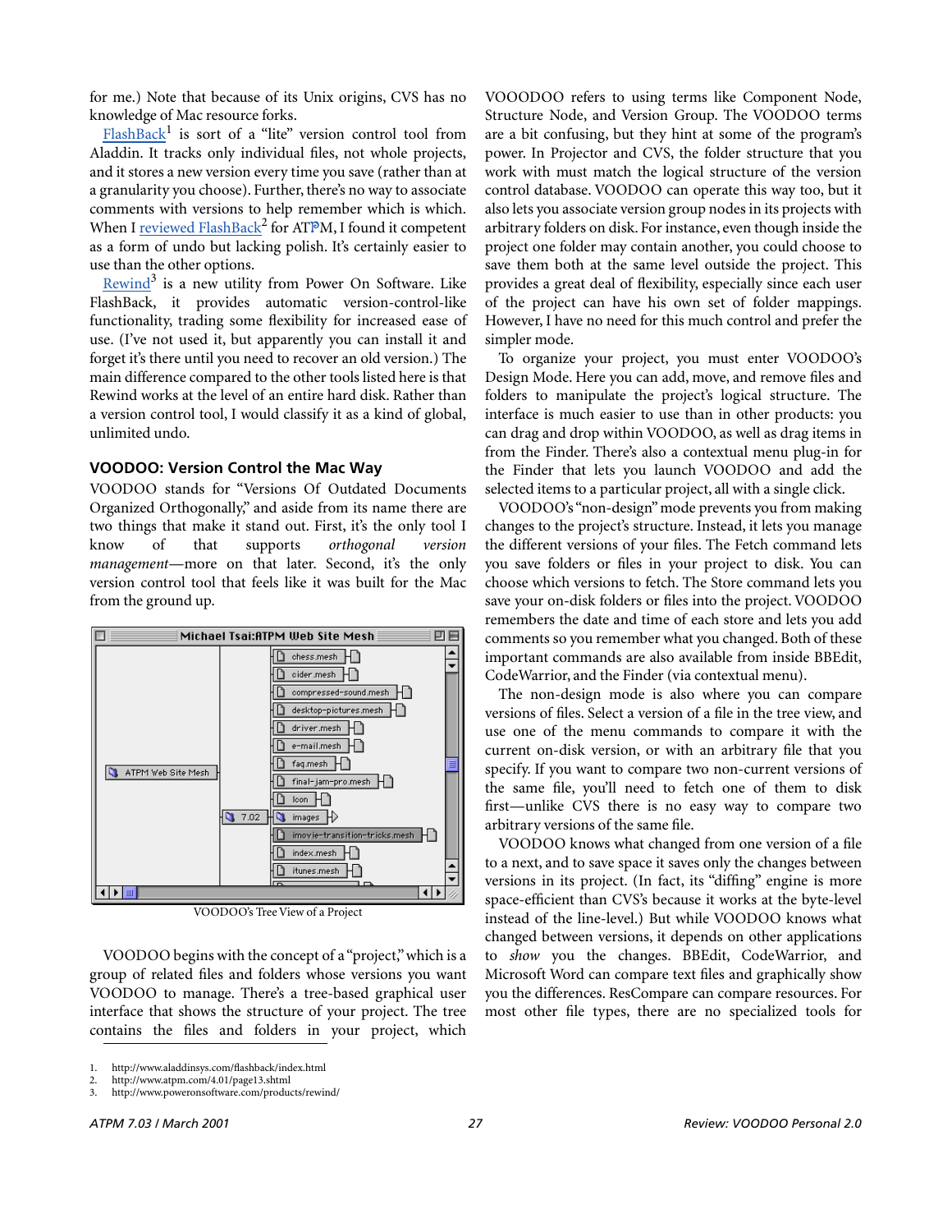for me.) Note that because of its Unix origins, CVS has no knowledge of Mac resource forks.

FlashBack[1] is sort of a "lite" version control tool from Aladdin. It tracks only individual files, not whole projects, and it stores a new version every time you save (rather than at a granularity you choose). Further, there's no way to associate comments with versions to help remember which is which. When I reviewed FlashBack[2] for ATPM, I found it competent as a form of undo but lacking polish. It's certainly easier to use than the other options.

Rewind[3] is a new utility from Power On Software. Like FlashBack, it provides automatic version-control-like functionality, trading some flexibility for increased ease of use. (I've not used it, but apparently you can install it and forget it's there until you need to recover an old version.) The main difference compared to the other tools listed here is that Rewind works at the level of an entire hard disk. Rather than a version control tool, I would classify it as a kind of global, unlimited undo.

### VOODOO: Version Control the Mac Way

VOODOO stands for "Versions Of Outdated Documents Organized Orthogonally," and aside from its name there are two things that make it stand out. First, it's the only tool I know of that supports *orthogonal version management*—more on that later. Second, it's the only version control tool that feels like it was built for the Mac from the ground up.

VOODOO's Tree View of a Project

VOODOO begins with the concept of a "project," which is a group of related files and folders whose versions you want VOODOO to manage. There's a tree-based graphical user interface that shows the structure of your project. The tree contains the files and folders in your project, which VOOODOO refers to using terms like Component Node, Structure Node, and Version Group. The VOODOO terms are a bit confusing, but they hint at some of the program's power. In Projector and CVS, the folder structure that you work with must match the logical structure of the version control database. VOODOO can operate this way too, but it also lets you associate version group nodes in its projects with arbitrary folders on disk. For instance, even though inside the project one folder may contain another, you could choose to save them both at the same level outside the project. This provides a great deal of flexibility, especially since each user of the project can have his own set of folder mappings. However, I have no need for this much control and prefer the simpler mode.

To organize your project, you must enter VOODOO's Design Mode. Here you can add, move, and remove files and folders to manipulate the project's logical structure. The interface is much easier to use than in other products: you can drag and drop within VOODOO, as well as drag items in from the Finder. There's also a contextual menu plug-in for the Finder that lets you launch VOODOO and add the selected items to a particular project, all with a single click.

VOODOO's "non-design" mode prevents you from making changes to the project's structure. Instead, it lets you manage the different versions of your files. The Fetch command lets you save folders or files in your project to disk. You can choose which versions to fetch. The Store command lets you save your on-disk folders or files into the project. VOODOO remembers the date and time of each store and lets you add comments so you remember what you changed. Both of these important commands are also available from inside BBEdit, CodeWarrior, and the Finder (via contextual menu).

The non-design mode is also where you can compare versions of files. Select a version of a file in the tree view, and use one of the menu commands to compare it with the current on-disk version, or with an arbitrary file that you specify. If you want to compare two non-current versions of the same file, you'll need to fetch one of them to disk first—unlike CVS there is no easy way to compare two arbitrary versions of the same file.

VOODOO knows what changed from one version of a file to a next, and to save space it saves only the changes between versions in its project. (In fact, its "diffing" engine is more space-efficient than CVS's because it works at the byte-level instead of the line-level.) But while VOODOO knows what changed between versions, it depends on other applications to *show* you the changes. BBEdit, CodeWarrior, and Microsoft Word can compare text files and graphically show you the differences. ResCompare can compare resources. For most other file types, there are no specialized tools for

1. http://www.aladdinsys.com/flashback/index.html
2. http://www.atpm.com/4.01/page13.shtml
3. http://www.poweronsoftware.com/products/rewind/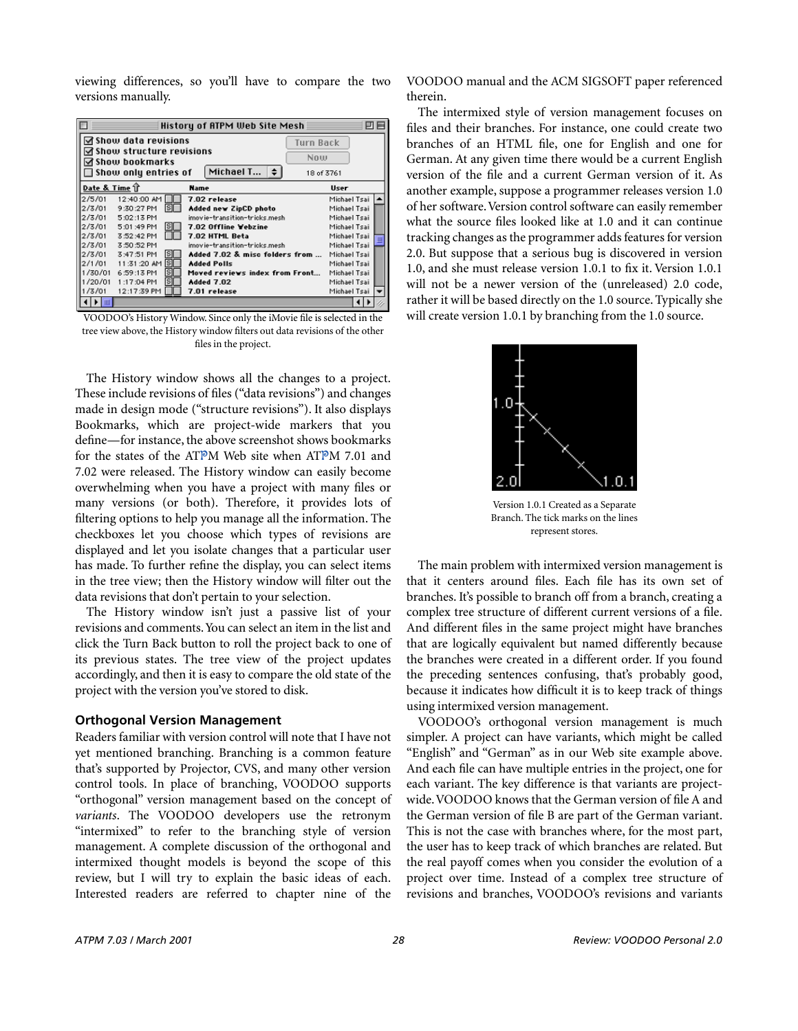viewing differences, so you'll have to compare the two versions manually.

VOODOO's History Window. Since only the iMovie file is selected in the tree view above, the History window filters out data revisions of the other files in the project.

The History window shows all the changes to a project. These include revisions of files ("data revisions") and changes made in design mode ("structure revisions"). It also displays Bookmarks, which are project-wide markers that you define—for instance, the above screenshot shows bookmarks for the states of the ATPM Web site when ATPM 7.01 and 7.02 were released. The History window can easily become overwhelming when you have a project with many files or many versions (or both). Therefore, it provides lots of filtering options to help you manage all the information. The checkboxes let you choose which types of revisions are displayed and let you isolate changes that a particular user has made. To further refine the display, you can select items in the tree view; then the History window will filter out the data revisions that don't pertain to your selection.

The History window isn't just a passive list of your revisions and comments. You can select an item in the list and click the Turn Back button to roll the project back to one of its previous states. The tree view of the project updates accordingly, and then it is easy to compare the old state of the project with the version you've stored to disk.

### Orthogonal Version Management

Readers familiar with version control will note that I have not yet mentioned branching. Branching is a common feature that's supported by Projector, CVS, and many other version control tools. In place of branching, VOODOO supports "orthogonal" version management based on the concept of *variants*. The VOODOO developers use the retronym "intermixed" to refer to the branching style of version management. A complete discussion of the orthogonal and intermixed thought models is beyond the scope of this review, but I will try to explain the basic ideas of each. Interested readers are referred to chapter nine of the VOODOO manual and the ACM SIGSOFT paper referenced therein.

The intermixed style of version management focuses on files and their branches. For instance, one could create two branches of an HTML file, one for English and one for German. At any given time there would be a current English version of the file and a current German version of it. As another example, suppose a programmer releases version 1.0 of her software. Version control software can easily remember what the source files looked like at 1.0 and it can continue tracking changes as the programmer adds features for version 2.0. But suppose that a serious bug is discovered in version 1.0, and she must release version 1.0.1 to fix it. Version 1.0.1 will not be a newer version of the (unreleased) 2.0 code, rather it will be based directly on the 1.0 source. Typically she will create version 1.0.1 by branching from the 1.0 source.

Version 1.0.1 Created as a Separate Branch. The tick marks on the lines represent stores.

The main problem with intermixed version management is that it centers around files. Each file has its own set of branches. It's possible to branch off from a branch, creating a complex tree structure of different current versions of a file. And different files in the same project might have branches that are logically equivalent but named differently because the branches were created in a different order. If you found the preceding sentences confusing, that's probably good, because it indicates how difficult it is to keep track of things using intermixed version management.

VOODOO's orthogonal version management is much simpler. A project can have variants, which might be called "English" and "German" as in our Web site example above. And each file can have multiple entries in the project, one for each variant. The key difference is that variants are project-wide. VOODOO knows that the German version of file A and the German version of file B are part of the German variant. This is not the case with branches where, for the most part, the user has to keep track of which branches are related. But the real payoff comes when you consider the evolution of a project over time. Instead of a complex tree structure of revisions and branches, VOODOO's revisions and variants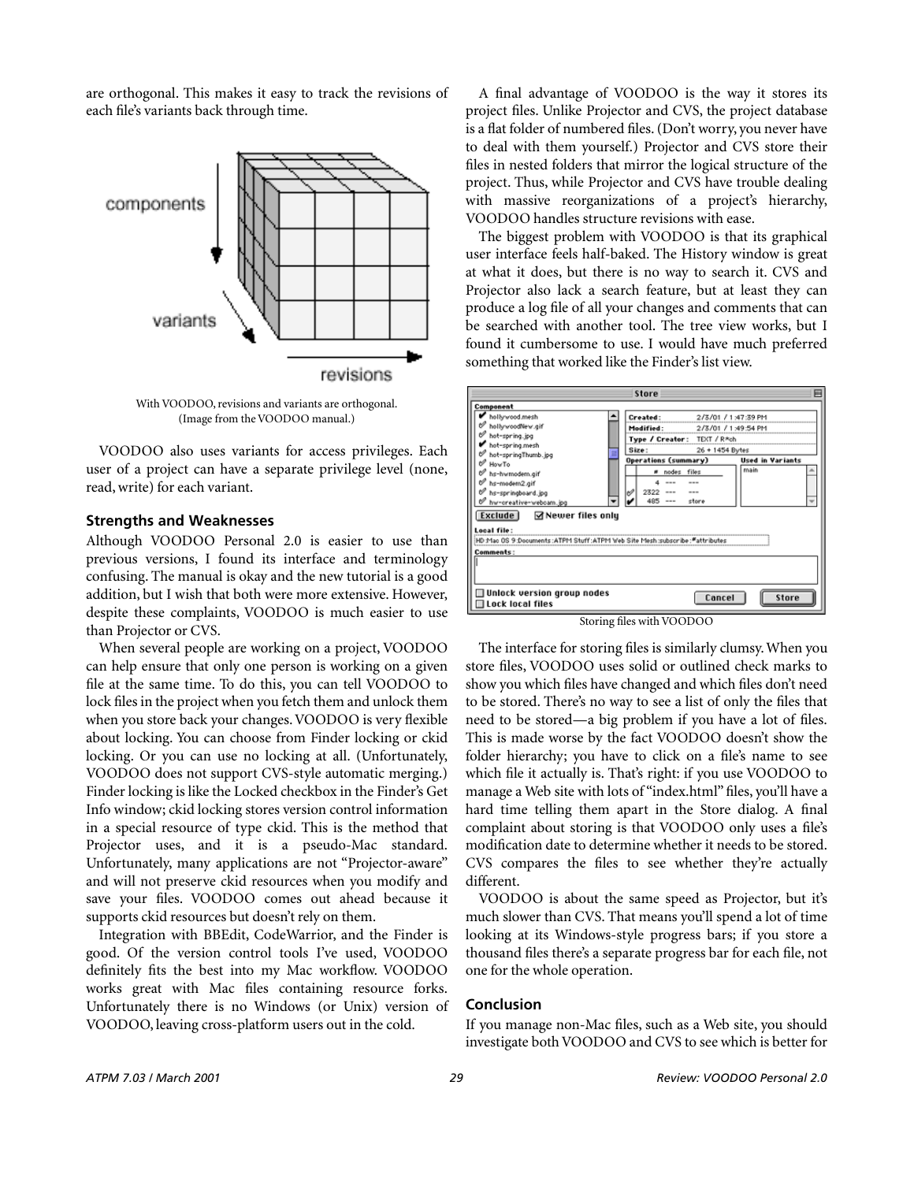are orthogonal. This makes it easy to track the revisions of each file's variants back through time.

With VOODOO, revisions and variants are orthogonal. (Image from the VOODOO manual.)

VOODOO also uses variants for access privileges. Each user of a project can have a separate privilege level (none, read, write) for each variant.

### Strengths and Weaknesses

Although VOODOO Personal 2.0 is easier to use than previous versions, I found its interface and terminology confusing. The manual is okay and the new tutorial is a good addition, but I wish that both were more extensive. However, despite these complaints, VOODOO is much easier to use than Projector or CVS.

When several people are working on a project, VOODOO can help ensure that only one person is working on a given file at the same time. To do this, you can tell VOODOO to lock files in the project when you fetch them and unlock them when you store back your changes. VOODOO is very flexible about locking. You can choose from Finder locking or ckid locking. Or you can use no locking at all. (Unfortunately, VOODOO does not support CVS-style automatic merging.) Finder locking is like the Locked checkbox in the Finder's Get Info window; ckid locking stores version control information in a special resource of type ckid. This is the method that Projector uses, and it is a pseudo-Mac standard. Unfortunately, many applications are not "Projector-aware" and will not preserve ckid resources when you modify and save your files. VOODOO comes out ahead because it supports ckid resources but doesn't rely on them.

Integration with BBEdit, CodeWarrior, and the Finder is good. Of the version control tools I've used, VOODOO definitely fits the best into my Mac workflow. VOODOO works great with Mac files containing resource forks. Unfortunately there is no Windows (or Unix) version of VOODOO, leaving cross-platform users out in the cold.

A final advantage of VOODOO is the way it stores its project files. Unlike Projector and CVS, the project database is a flat folder of numbered files. (Don't worry, you never have to deal with them yourself.) Projector and CVS store their files in nested folders that mirror the logical structure of the project. Thus, while Projector and CVS have trouble dealing with massive reorganizations of a project's hierarchy, VOODOO handles structure revisions with ease.

The biggest problem with VOODOO is that its graphical user interface feels half-baked. The History window is great at what it does, but there is no way to search it. CVS and Projector also lack a search feature, but at least they can produce a log file of all your changes and comments that can be searched with another tool. The tree view works, but I found it cumbersome to use. I would have much preferred something that worked like the Finder's list view.

Storing files with VOODOO

The interface for storing files is similarly clumsy. When you store files, VOODOO uses solid or outlined check marks to show you which files have changed and which files don't need to be stored. There's no way to see a list of only the files that need to be stored—a big problem if you have a lot of files. This is made worse by the fact VOODOO doesn't show the folder hierarchy; you have to click on a file's name to see which file it actually is. That's right: if you use VOODOO to manage a Web site with lots of "index.html" files, you'll have a hard time telling them apart in the Store dialog. A final complaint about storing is that VOODOO only uses a file's modification date to determine whether it needs to be stored. CVS compares the files to see whether they're actually different.

VOODOO is about the same speed as Projector, but it's much slower than CVS. That means you'll spend a lot of time looking at its Windows-style progress bars; if you store a thousand files there's a separate progress bar for each file, not one for the whole operation.

### Conclusion

If you manage non-Mac files, such as a Web site, you should investigate both VOODOO and CVS to see which is better for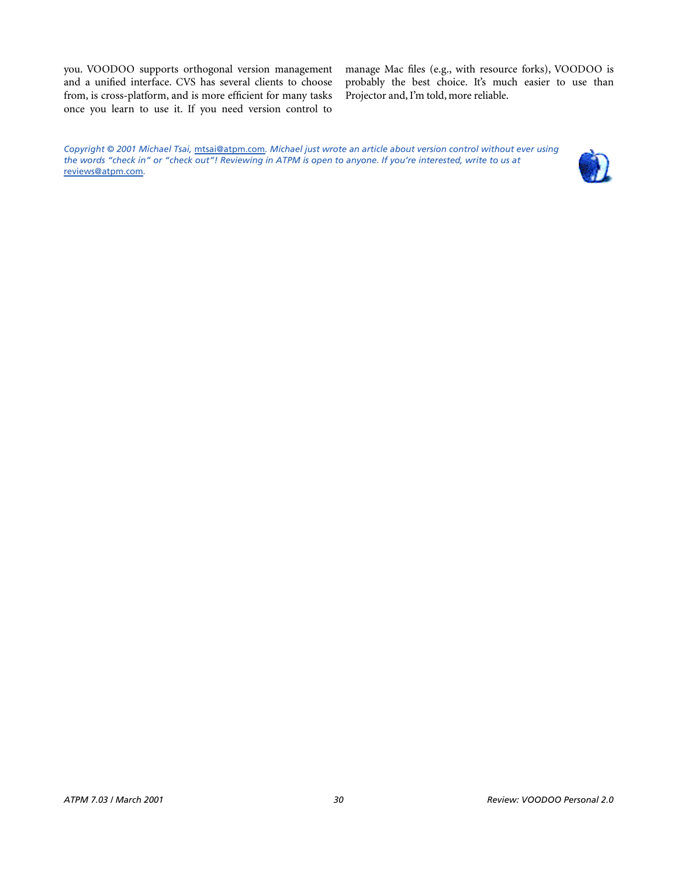you. VOODOO supports orthogonal version management and a unified interface. CVS has several clients to choose from, is cross-platform, and is more efficient for many tasks once you learn to use it. If you need version control to manage Mac files (e.g., with resource forks), VOODOO is probably the best choice. It's much easier to use than Projector and, I'm told, more reliable.

*Copyright © 2001 Michael Tsai,* mtsai@atpm.com*. Michael just wrote an article about version control without ever using the words "check in" or "check out"! Reviewing in ATPM is open to anyone. If you're interested, write to us at* reviews@atpm.com*.*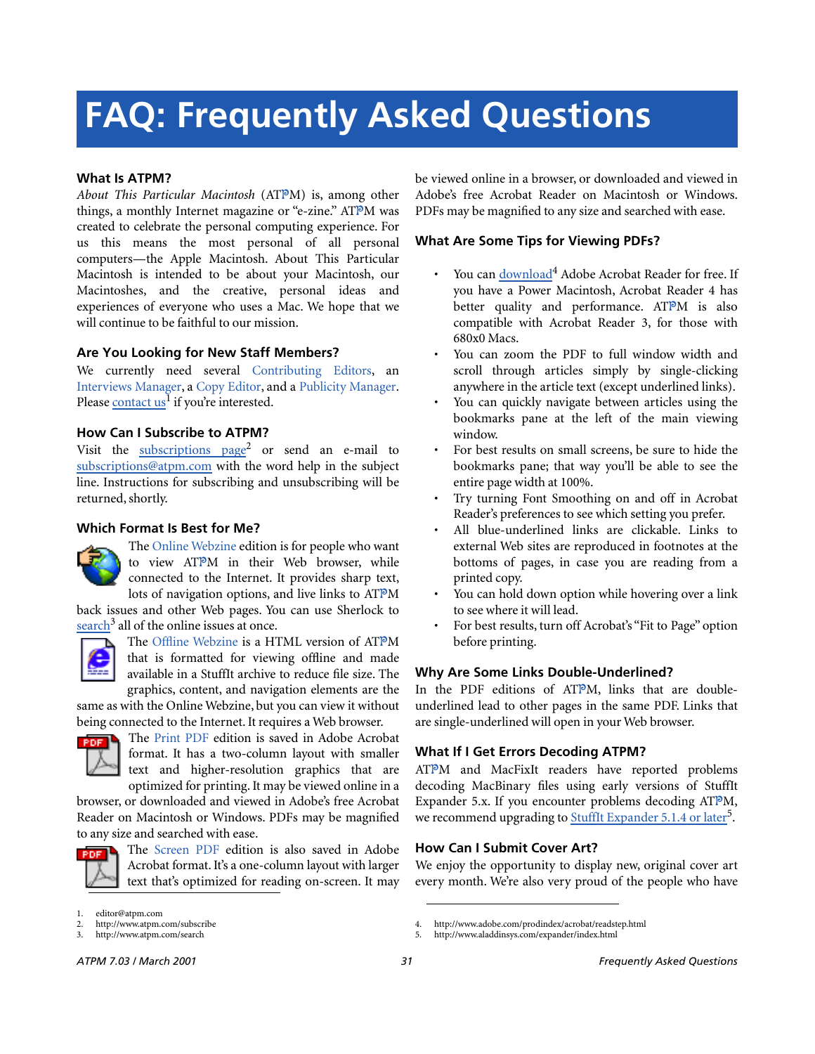# FAQ: Frequently Asked Questions

### What Is ATPM?

*About This Particular Macintosh* (ATPM) is, among other things, a monthly Internet magazine or "e-zine." ATPM was created to celebrate the personal computing experience. For us this means the most personal of all personal computers—the Apple Macintosh. About This Particular Macintosh is intended to be about your Macintosh, our Macintoshes, and the creative, personal ideas and experiences of everyone who uses a Mac. We hope that we will continue to be faithful to our mission.

### Are You Looking for New Staff Members?

We currently need several Contributing Editors, an Interviews Manager, a Copy Editor, and a Publicity Manager. Please contact us[1] if you're interested.

### How Can I Subscribe to ATPM?

Visit the subscriptions page[2] or send an e-mail to subscriptions@atpm.com with the word help in the subject line. Instructions for subscribing and unsubscribing will be returned, shortly.

### Which Format Is Best for Me?

The Online Webzine edition is for people who want to view ATPM in their Web browser, while connected to the Internet. It provides sharp text, lots of navigation options, and live links to ATPM back issues and other Web pages. You can use Sherlock to search[3] all of the online issues at once.

The Offline Webzine is a HTML version of ATPM that is formatted for viewing offline and made available in a StuffIt archive to reduce file size. The graphics, content, and navigation elements are the same as with the Online Webzine, but you can view it without being connected to the Internet. It requires a Web browser.

The Print PDF edition is saved in Adobe Acrobat format. It has a two-column layout with smaller text and higher-resolution graphics that are optimized for printing. It may be viewed online in a browser, or downloaded and viewed in Adobe's free Acrobat Reader on Macintosh or Windows. PDFs may be magnified to any size and searched with ease.

The Screen PDF edition is also saved in Adobe Acrobat format. It's a one-column layout with larger text that's optimized for reading on-screen. It may be viewed online in a browser, or downloaded and viewed in Adobe's free Acrobat Reader on Macintosh or Windows. PDFs may be magnified to any size and searched with ease.

### What Are Some Tips for Viewing PDFs?

- You can download[4] Adobe Acrobat Reader for free. If you have a Power Macintosh, Acrobat Reader 4 has better quality and performance. ATPM is also compatible with Acrobat Reader 3, for those with 680x0 Macs.
- You can zoom the PDF to full window width and scroll through articles simply by single-clicking anywhere in the article text (except underlined links).
- You can quickly navigate between articles using the bookmarks pane at the left of the main viewing window.
- For best results on small screens, be sure to hide the bookmarks pane; that way you'll be able to see the entire page width at 100%.
- Try turning Font Smoothing on and off in Acrobat Reader's preferences to see which setting you prefer.
- All blue-underlined links are clickable. Links to external Web sites are reproduced in footnotes at the bottoms of pages, in case you are reading from a printed copy.
- You can hold down option while hovering over a link to see where it will lead.
- For best results, turn off Acrobat's "Fit to Page" option before printing.

### Why Are Some Links Double-Underlined?

In the PDF editions of ATPM, links that are double-underlined lead to other pages in the same PDF. Links that are single-underlined will open in your Web browser.

### What If I Get Errors Decoding ATPM?

ATPM and MacFixIt readers have reported problems decoding MacBinary files using early versions of StuffIt Expander 5.x. If you encounter problems decoding ATPM, we recommend upgrading to StuffIt Expander 5.1.4 or later[5].

### How Can I Submit Cover Art?

We enjoy the opportunity to display new, original cover art every month. We're also very proud of the people who have

---

1. editor@atpm.com
2. http://www.atpm.com/subscribe
3. http://www.atpm.com/search
4. http://www.adobe.com/prodindex/acrobat/readstep.html
5. http://www.aladdinsys.com/expander/index.html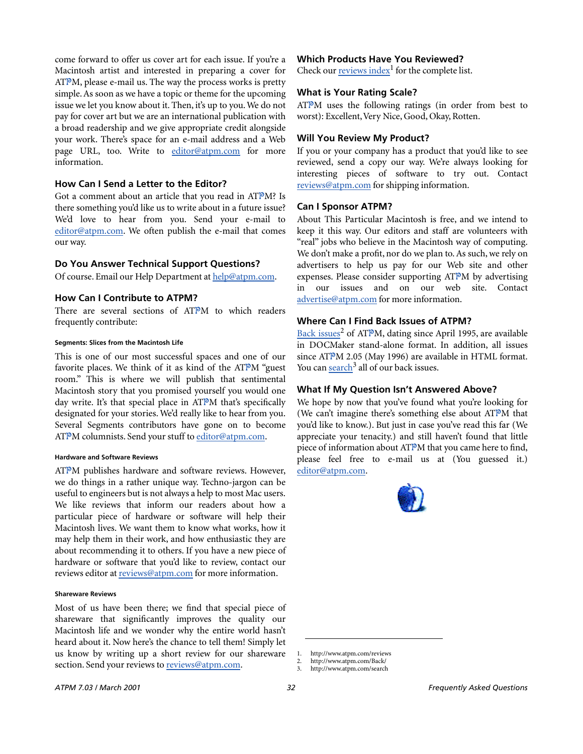come forward to offer us cover art for each issue. If you're a Macintosh artist and interested in preparing a cover for ATPM, please e-mail us. The way the process works is pretty simple. As soon as we have a topic or theme for the upcoming issue we let you know about it. Then, it's up to you. We do not pay for cover art but we are an international publication with a broad readership and we give appropriate credit alongside your work. There's space for an e-mail address and a Web page URL, too. Write to editor@atpm.com for more information.

### How Can I Send a Letter to the Editor?

Got a comment about an article that you read in ATPM? Is there something you'd like us to write about in a future issue? We'd love to hear from you. Send your e-mail to editor@atpm.com. We often publish the e-mail that comes our way.

### Do You Answer Technical Support Questions?

Of course. Email our Help Department at help@atpm.com.

### How Can I Contribute to ATPM?

There are several sections of ATPM to which readers frequently contribute:

#### Segments: Slices from the Macintosh Life

This is one of our most successful spaces and one of our favorite places. We think of it as kind of the ATPM "guest room." This is where we will publish that sentimental Macintosh story that you promised yourself you would one day write. It's that special place in ATPM that's specifically designated for your stories. We'd really like to hear from you. Several Segments contributors have gone on to become ATPM columnists. Send your stuff to editor@atpm.com.

#### Hardware and Software Reviews

ATPM publishes hardware and software reviews. However, we do things in a rather unique way. Techno-jargon can be useful to engineers but is not always a help to most Mac users. We like reviews that inform our readers about how a particular piece of hardware or software will help their Macintosh lives. We want them to know what works, how it may help them in their work, and how enthusiastic they are about recommending it to others. If you have a new piece of hardware or software that you'd like to review, contact our reviews editor at reviews@atpm.com for more information.

#### Shareware Reviews

Most of us have been there; we find that special piece of shareware that significantly improves the quality our Macintosh life and we wonder why the entire world hasn't heard about it. Now here's the chance to tell them! Simply let us know by writing up a short review for our shareware section. Send your reviews to reviews@atpm.com.

### Which Products Have You Reviewed?

Check our reviews index[1] for the complete list.

### What is Your Rating Scale?

ATPM uses the following ratings (in order from best to worst): Excellent, Very Nice, Good, Okay, Rotten.

### Will You Review My Product?

If you or your company has a product that you'd like to see reviewed, send a copy our way. We're always looking for interesting pieces of software to try out. Contact reviews@atpm.com for shipping information.

### Can I Sponsor ATPM?

About This Particular Macintosh is free, and we intend to keep it this way. Our editors and staff are volunteers with "real" jobs who believe in the Macintosh way of computing. We don't make a profit, nor do we plan to. As such, we rely on advertisers to help us pay for our Web site and other expenses. Please consider supporting ATPM by advertising in our issues and on our web site. Contact advertise@atpm.com for more information.

### Where Can I Find Back Issues of ATPM?

Back issues[2] of ATPM, dating since April 1995, are available in DOCMaker stand-alone format. In addition, all issues since ATPM 2.05 (May 1996) are available in HTML format. You can search[3] all of our back issues.

### What If My Question Isn't Answered Above?

We hope by now that you've found what you're looking for (We can't imagine there's something else about ATPM that you'd like to know.). But just in case you've read this far (We appreciate your tenacity.) and still haven't found that little piece of information about ATPM that you came here to find, please feel free to e-mail us at (You guessed it.) editor@atpm.com.

1. http://www.atpm.com/reviews
2. http://www.atpm.com/Back/
3. http://www.atpm.com/search